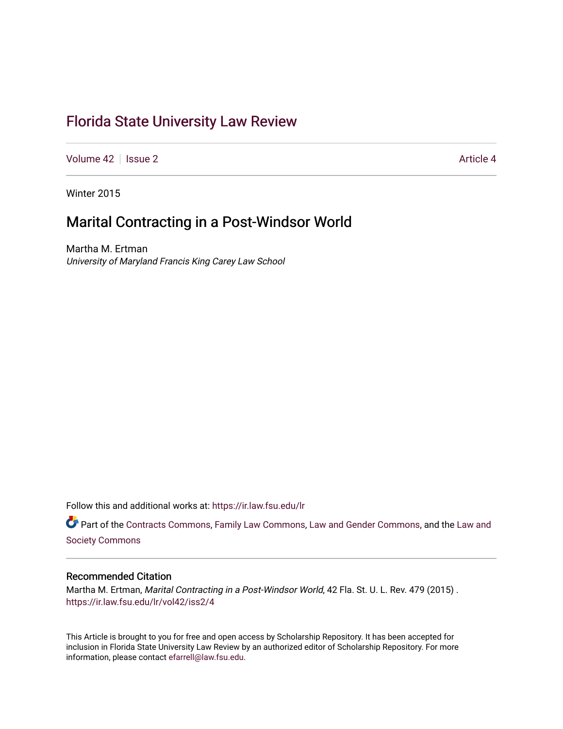# Florida State University Law Review

Volume 42 | Issue 2 | Article 4

Winter 2015

## Marital Contracting in a Post-Windsor World

Martha M. Ertman
*University of Maryland Francis King Carey Law School*

Follow this and additional works at: https://ir.law.fsu.edu/lr

Part of the Contracts Commons, Family Law Commons, Law and Gender Commons, and the Law and Society Commons

### Recommended Citation

Martha M. Ertman, *Marital Contracting in a Post-Windsor World*, 42 Fla. St. U. L. Rev. 479 (2015) .
https://ir.law.fsu.edu/lr/vol42/iss2/4

This Article is brought to you for free and open access by Scholarship Repository. It has been accepted for inclusion in Florida State University Law Review by an authorized editor of Scholarship Repository. For more information, please contact efarrell@law.fsu.edu.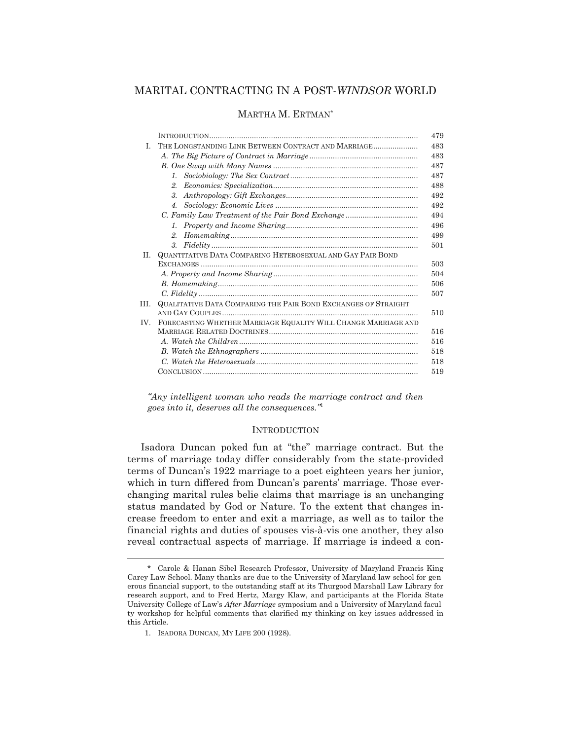# MARITAL CONTRACTING IN A POST-*WINDSOR* WORLD

MARTHA M. ERTMAN*

| | | |
|---|---|---|
| | INTRODUCTION | 479 |
| I. | THE LONGSTANDING LINK BETWEEN CONTRACT AND MARRIAGE | 483 |
| | *A. The Big Picture of Contract in Marriage* | 483 |
| | *B. One Swap with Many Names* | 487 |
| | *1. Sociobiology: The Sex Contract* | 487 |
| | *2. Economics: Specialization* | 488 |
| | *3. Anthropology: Gift Exchanges* | 492 |
| | *4. Sociology: Economic Lives* | 492 |
| | *C. Family Law Treatment of the Pair Bond Exchange* | 494 |
| | *1. Property and Income Sharing* | 496 |
| | *2. Homemaking* | 499 |
| | *3. Fidelity* | 501 |
| II. | QUANTITATIVE DATA COMPARING HETEROSEXUAL AND GAY PAIR BOND EXCHANGES | 503 |
| | *A. Property and Income Sharing* | 504 |
| | *B. Homemaking* | 506 |
| | *C. Fidelity* | 507 |
| III. | QUALITATIVE DATA COMPARING THE PAIR BOND EXCHANGES OF STRAIGHT AND GAY COUPLES | 510 |
| IV. | FORECASTING WHETHER MARRIAGE EQUALITY WILL CHANGE MARRIAGE AND MARRIAGE RELATED DOCTRINES | 516 |
| | *A. Watch the Children* | 516 |
| | *B. Watch the Ethnographers* | 518 |
| | *C. Watch the Heterosexuals* | 518 |
| | CONCLUSION | 519 |

*"Any intelligent woman who reads the marriage contract and then goes into it, deserves all the consequences."*[1]

## INTRODUCTION

Isadora Duncan poked fun at "the" marriage contract. But the terms of marriage today differ considerably from the state-provided terms of Duncan's 1922 marriage to a poet eighteen years her junior, which in turn differed from Duncan's parents' marriage. Those ever-changing marital rules belie claims that marriage is an unchanging status mandated by God or Nature. To the extent that changes increase freedom to enter and exit a marriage, as well as to tailor the financial rights and duties of spouses vis-à-vis one another, they also reveal contractual aspects of marriage. If marriage is indeed a con-

---

\* Carole & Hanan Sibel Research Professor, University of Maryland Francis King Carey Law School. Many thanks are due to the University of Maryland law school for generous financial support, to the outstanding staff at its Thurgood Marshall Law Library for research support, and to Fred Hertz, Margy Klaw, and participants at the Florida State University College of Law's *After Marriage* symposium and a University of Maryland faculty workshop for helpful comments that clarified my thinking on key issues addressed in this Article.

1. ISADORA DUNCAN, MY LIFE 200 (1928).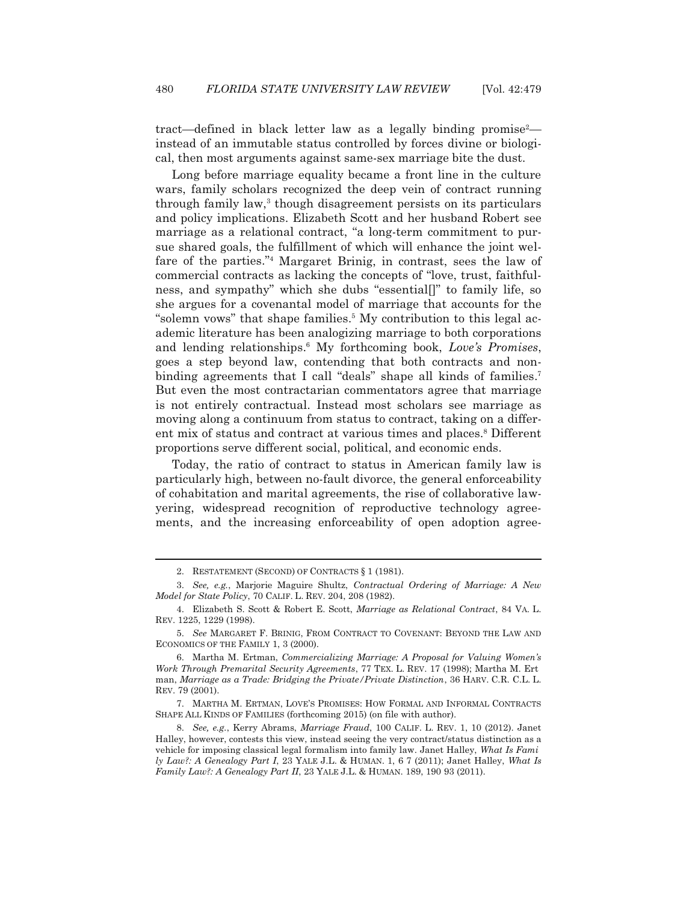tract—defined in black letter law as a legally binding promise[2]—instead of an immutable status controlled by forces divine or biological, then most arguments against same-sex marriage bite the dust.

Long before marriage equality became a front line in the culture wars, family scholars recognized the deep vein of contract running through family law,[3] though disagreement persists on its particulars and policy implications. Elizabeth Scott and her husband Robert see marriage as a relational contract, "a long-term commitment to pursue shared goals, the fulfillment of which will enhance the joint welfare of the parties."[4] Margaret Brinig, in contrast, sees the law of commercial contracts as lacking the concepts of "love, trust, faithfulness, and sympathy" which she dubs "essential[]" to family life, so she argues for a covenantal model of marriage that accounts for the "solemn vows" that shape families.[5] My contribution to this legal academic literature has been analogizing marriage to both corporations and lending relationships.[6] My forthcoming book, *Love's Promises*, goes a step beyond law, contending that both contracts and nonbinding agreements that I call "deals" shape all kinds of families.[7] But even the most contractarian commentators agree that marriage is not entirely contractual. Instead most scholars see marriage as moving along a continuum from status to contract, taking on a different mix of status and contract at various times and places.[8] Different proportions serve different social, political, and economic ends.

Today, the ratio of contract to status in American family law is particularly high, between no-fault divorce, the general enforceability of cohabitation and marital agreements, the rise of collaborative lawyering, widespread recognition of reproductive technology agreements, and the increasing enforceability of open adoption agree-

---

2. RESTATEMENT (SECOND) OF CONTRACTS § 1 (1981).

3. *See, e.g.*, Marjorie Maguire Shultz, *Contractual Ordering of Marriage: A New Model for State Policy*, 70 CALIF. L. REV. 204, 208 (1982).

4. Elizabeth S. Scott & Robert E. Scott, *Marriage as Relational Contract*, 84 VA. L. REV. 1225, 1229 (1998).

5. *See* MARGARET F. BRINIG, FROM CONTRACT TO COVENANT: BEYOND THE LAW AND ECONOMICS OF THE FAMILY 1, 3 (2000).

6. Martha M. Ertman, *Commercializing Marriage: A Proposal for Valuing Women's Work Through Premarital Security Agreements*, 77 TEX. L. REV. 17 (1998); Martha M. Ertman, *Marriage as a Trade: Bridging the Private/Private Distinction*, 36 HARV. C.R. C.L. L. REV. 79 (2001).

7. MARTHA M. ERTMAN, LOVE'S PROMISES: HOW FORMAL AND INFORMAL CONTRACTS SHAPE ALL KINDS OF FAMILIES (forthcoming 2015) (on file with author).

8. *See, e.g.*, Kerry Abrams, *Marriage Fraud*, 100 CALIF. L. REV. 1, 10 (2012). Janet Halley, however, contests this view, instead seeing the very contract/status distinction as a vehicle for imposing classical legal formalism into family law. Janet Halley, *What Is Family Law?: A Genealogy Part I*, 23 YALE J.L. & HUMAN. 1, 6 7 (2011); Janet Halley, *What Is Family Law?: A Genealogy Part II*, 23 YALE J.L. & HUMAN. 189, 190 93 (2011).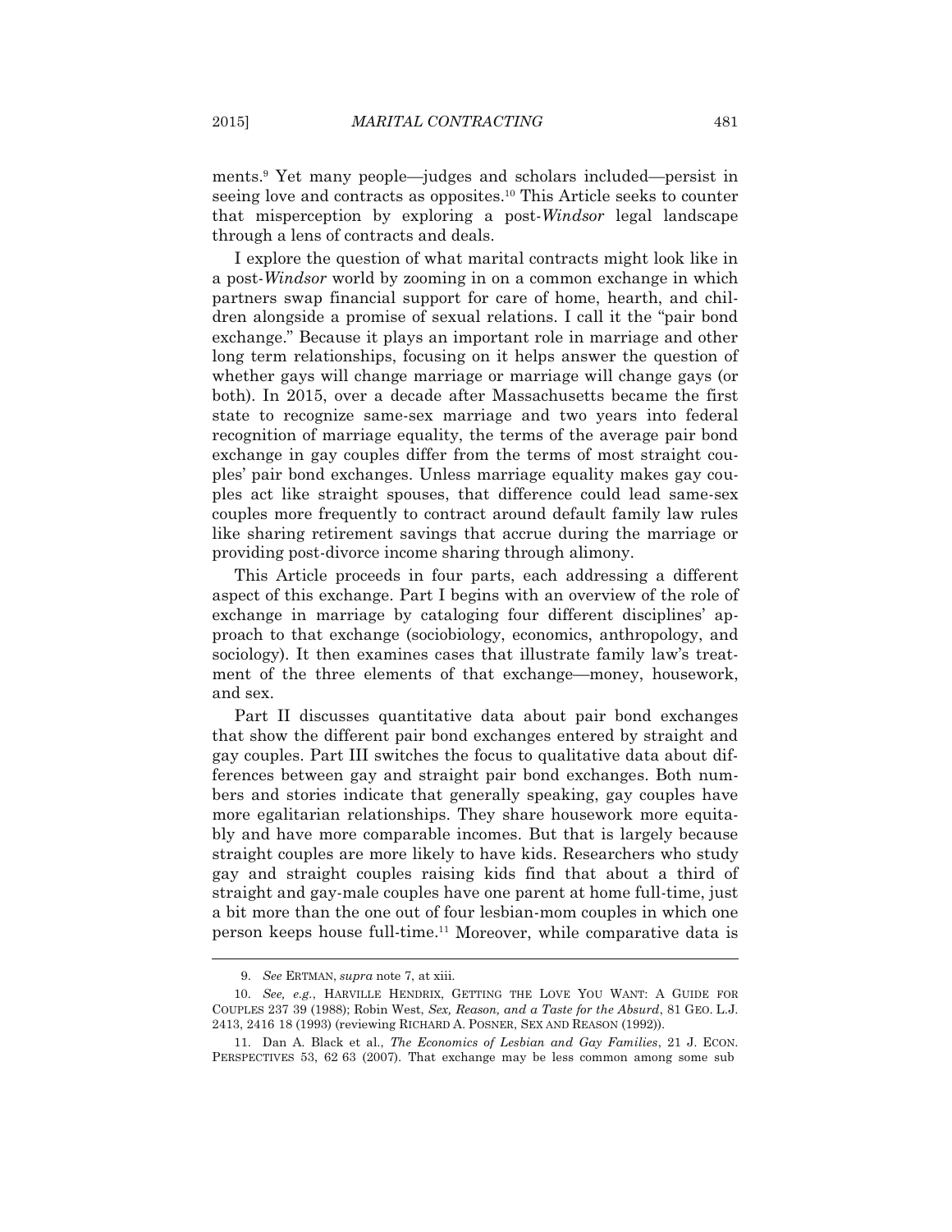ments.[9] Yet many people—judges and scholars included—persist in seeing love and contracts as opposites.[10] This Article seeks to counter that misperception by exploring a post-*Windsor* legal landscape through a lens of contracts and deals.

I explore the question of what marital contracts might look like in a post-*Windsor* world by zooming in on a common exchange in which partners swap financial support for care of home, hearth, and children alongside a promise of sexual relations. I call it the "pair bond exchange." Because it plays an important role in marriage and other long term relationships, focusing on it helps answer the question of whether gays will change marriage or marriage will change gays (or both). In 2015, over a decade after Massachusetts became the first state to recognize same-sex marriage and two years into federal recognition of marriage equality, the terms of the average pair bond exchange in gay couples differ from the terms of most straight couples' pair bond exchanges. Unless marriage equality makes gay couples act like straight spouses, that difference could lead same-sex couples more frequently to contract around default family law rules like sharing retirement savings that accrue during the marriage or providing post-divorce income sharing through alimony.

This Article proceeds in four parts, each addressing a different aspect of this exchange. Part I begins with an overview of the role of exchange in marriage by cataloging four different disciplines' approach to that exchange (sociobiology, economics, anthropology, and sociology). It then examines cases that illustrate family law's treatment of the three elements of that exchange—money, housework, and sex.

Part II discusses quantitative data about pair bond exchanges that show the different pair bond exchanges entered by straight and gay couples. Part III switches the focus to qualitative data about differences between gay and straight pair bond exchanges. Both numbers and stories indicate that generally speaking, gay couples have more egalitarian relationships. They share housework more equitably and have more comparable incomes. But that is largely because straight couples are more likely to have kids. Researchers who study gay and straight couples raising kids find that about a third of straight and gay-male couples have one parent at home full-time, just a bit more than the one out of four lesbian-mom couples in which one person keeps house full-time.[11] Moreover, while comparative data is

---

9. *See* ERTMAN, *supra* note 7, at xiii.

10. *See, e.g.*, HARVILLE HENDRIX, GETTING THE LOVE YOU WANT: A GUIDE FOR COUPLES 237 39 (1988); Robin West, *Sex, Reason, and a Taste for the Absurd*, 81 GEO. L.J. 2413, 2416 18 (1993) (reviewing RICHARD A. POSNER, SEX AND REASON (1992)).

11. Dan A. Black et al., *The Economics of Lesbian and Gay Families*, 21 J. ECON. PERSPECTIVES 53, 62 63 (2007). That exchange may be less common among some sub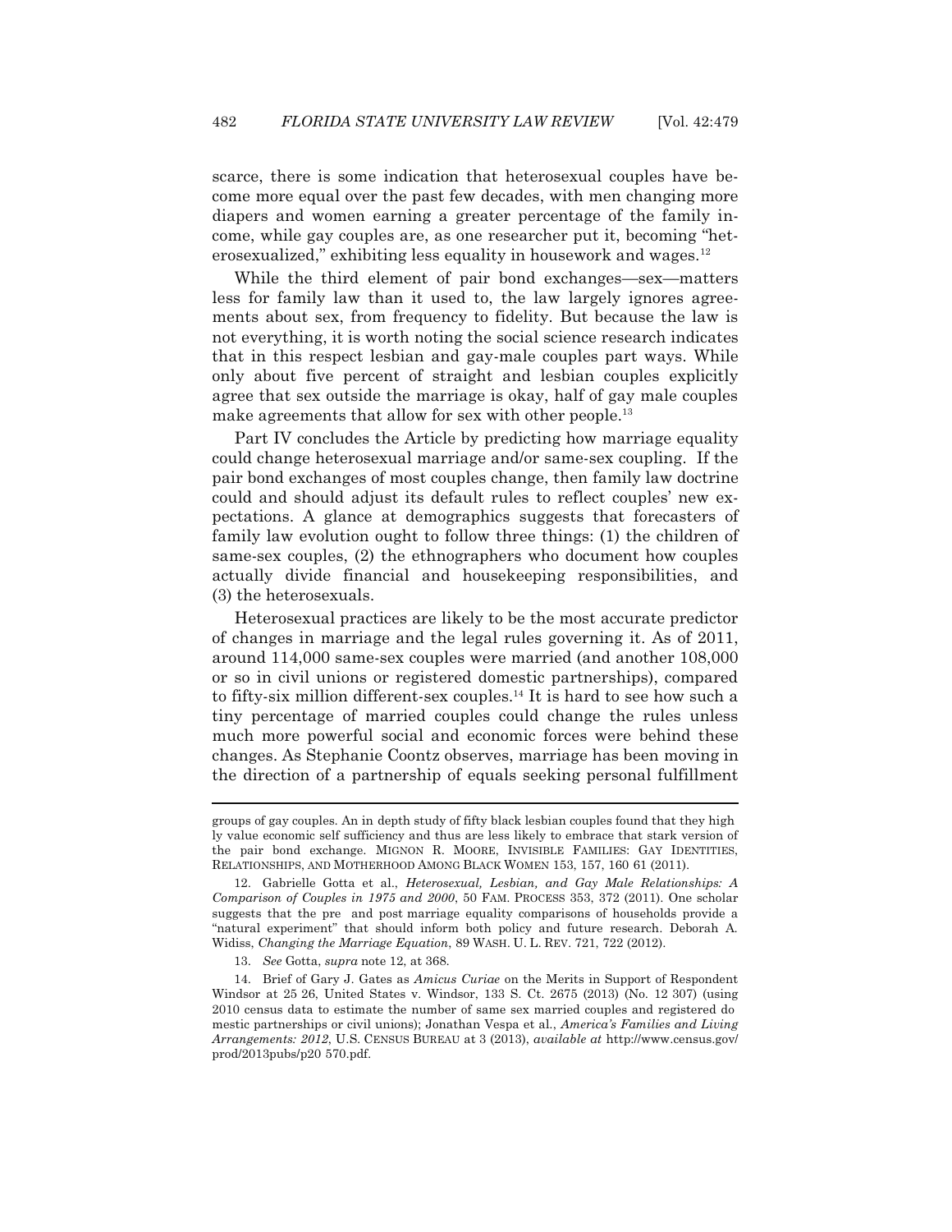scarce, there is some indication that heterosexual couples have become more equal over the past few decades, with men changing more diapers and women earning a greater percentage of the family income, while gay couples are, as one researcher put it, becoming "heterosexualized," exhibiting less equality in housework and wages.[12]

While the third element of pair bond exchanges—sex—matters less for family law than it used to, the law largely ignores agreements about sex, from frequency to fidelity. But because the law is not everything, it is worth noting the social science research indicates that in this respect lesbian and gay-male couples part ways. While only about five percent of straight and lesbian couples explicitly agree that sex outside the marriage is okay, half of gay male couples make agreements that allow for sex with other people.[13]

Part IV concludes the Article by predicting how marriage equality could change heterosexual marriage and/or same-sex coupling. If the pair bond exchanges of most couples change, then family law doctrine could and should adjust its default rules to reflect couples' new expectations. A glance at demographics suggests that forecasters of family law evolution ought to follow three things: (1) the children of same-sex couples, (2) the ethnographers who document how couples actually divide financial and housekeeping responsibilities, and (3) the heterosexuals.

Heterosexual practices are likely to be the most accurate predictor of changes in marriage and the legal rules governing it. As of 2011, around 114,000 same-sex couples were married (and another 108,000 or so in civil unions or registered domestic partnerships), compared to fifty-six million different-sex couples.[14] It is hard to see how such a tiny percentage of married couples could change the rules unless much more powerful social and economic forces were behind these changes. As Stephanie Coontz observes, marriage has been moving in the direction of a partnership of equals seeking personal fulfillment

---

groups of gay couples. An in depth study of fifty black lesbian couples found that they highly value economic self sufficiency and thus are less likely to embrace that stark version of the pair bond exchange. MIGNON R. MOORE, INVISIBLE FAMILIES: GAY IDENTITIES, RELATIONSHIPS, AND MOTHERHOOD AMONG BLACK WOMEN 153, 157, 160 61 (2011).

12. Gabrielle Gotta et al., *Heterosexual, Lesbian, and Gay Male Relationships: A Comparison of Couples in 1975 and 2000*, 50 FAM. PROCESS 353, 372 (2011). One scholar suggests that the pre and post marriage equality comparisons of households provide a "natural experiment" that should inform both policy and future research. Deborah A. Widiss, *Changing the Marriage Equation*, 89 WASH. U. L. REV. 721, 722 (2012).

13. *See* Gotta, *supra* note 12, at 368.

14. Brief of Gary J. Gates as *Amicus Curiae* on the Merits in Support of Respondent Windsor at 25 26, United States v. Windsor, 133 S. Ct. 2675 (2013) (No. 12 307) (using 2010 census data to estimate the number of same sex married couples and registered domestic partnerships or civil unions); Jonathan Vespa et al., *America's Families and Living Arrangements: 2012*, U.S. CENSUS BUREAU at 3 (2013), *available at* http://www.census.gov/prod/2013pubs/p20 570.pdf.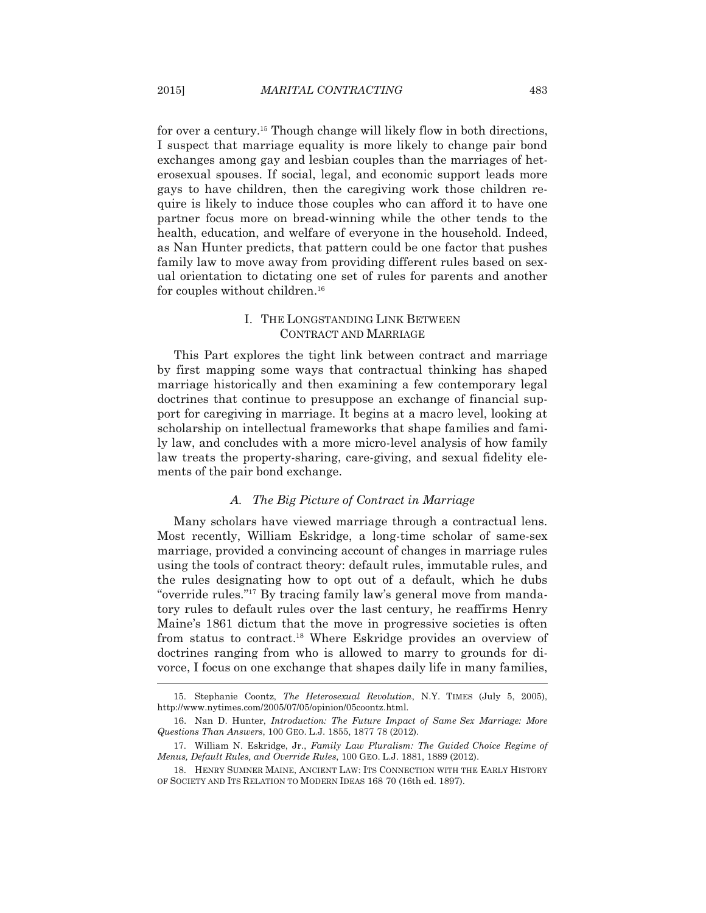for over a century.[15] Though change will likely flow in both directions, I suspect that marriage equality is more likely to change pair bond exchanges among gay and lesbian couples than the marriages of heterosexual spouses. If social, legal, and economic support leads more gays to have children, then the caregiving work those children require is likely to induce those couples who can afford it to have one partner focus more on bread-winning while the other tends to the health, education, and welfare of everyone in the household. Indeed, as Nan Hunter predicts, that pattern could be one factor that pushes family law to move away from providing different rules based on sexual orientation to dictating one set of rules for parents and another for couples without children.[16]

## I. THE LONGSTANDING LINK BETWEEN CONTRACT AND MARRIAGE

This Part explores the tight link between contract and marriage by first mapping some ways that contractual thinking has shaped marriage historically and then examining a few contemporary legal doctrines that continue to presuppose an exchange of financial support for caregiving in marriage. It begins at a macro level, looking at scholarship on intellectual frameworks that shape families and family law, and concludes with a more micro-level analysis of how family law treats the property-sharing, care-giving, and sexual fidelity elements of the pair bond exchange.

### *A. The Big Picture of Contract in Marriage*

Many scholars have viewed marriage through a contractual lens. Most recently, William Eskridge, a long-time scholar of same-sex marriage, provided a convincing account of changes in marriage rules using the tools of contract theory: default rules, immutable rules, and the rules designating how to opt out of a default, which he dubs "override rules."[17] By tracing family law's general move from mandatory rules to default rules over the last century, he reaffirms Henry Maine's 1861 dictum that the move in progressive societies is often from status to contract.[18] Where Eskridge provides an overview of doctrines ranging from who is allowed to marry to grounds for divorce, I focus on one exchange that shapes daily life in many families,

---

15. Stephanie Coontz, *The Heterosexual Revolution*, N.Y. TIMES (July 5, 2005), http://www.nytimes.com/2005/07/05/opinion/05coontz.html.

16. Nan D. Hunter, *Introduction: The Future Impact of Same Sex Marriage: More Questions Than Answers*, 100 GEO. L.J. 1855, 1877 78 (2012).

17. William N. Eskridge, Jr., *Family Law Pluralism: The Guided Choice Regime of Menus, Default Rules, and Override Rules*, 100 GEO. L.J. 1881, 1889 (2012).

18. HENRY SUMNER MAINE, ANCIENT LAW: ITS CONNECTION WITH THE EARLY HISTORY OF SOCIETY AND ITS RELATION TO MODERN IDEAS 168 70 (16th ed. 1897).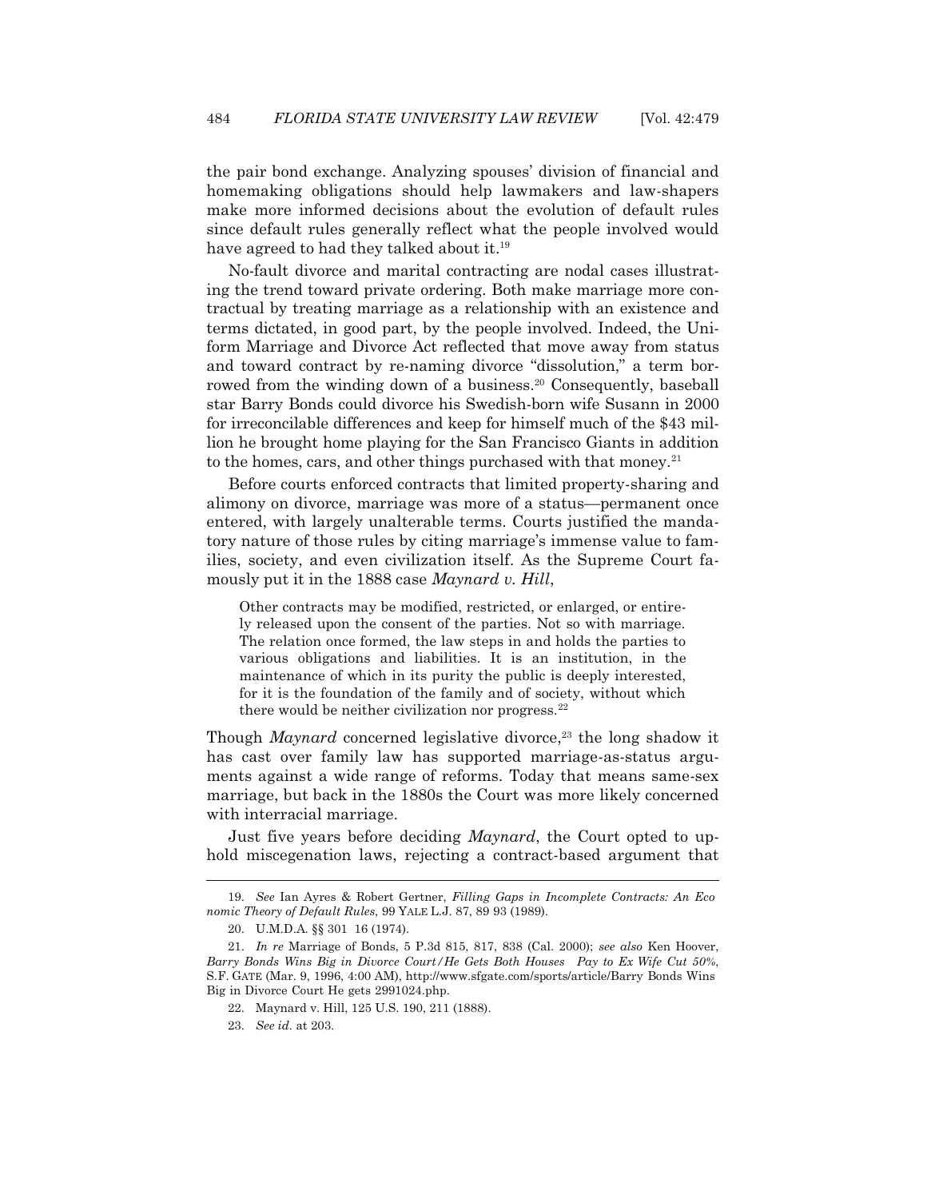the pair bond exchange. Analyzing spouses' division of financial and homemaking obligations should help lawmakers and law-shapers make more informed decisions about the evolution of default rules since default rules generally reflect what the people involved would have agreed to had they talked about it.[19]

No-fault divorce and marital contracting are nodal cases illustrating the trend toward private ordering. Both make marriage more contractual by treating marriage as a relationship with an existence and terms dictated, in good part, by the people involved. Indeed, the Uniform Marriage and Divorce Act reflected that move away from status and toward contract by re-naming divorce "dissolution," a term borrowed from the winding down of a business.[20] Consequently, baseball star Barry Bonds could divorce his Swedish-born wife Susann in 2000 for irreconcilable differences and keep for himself much of the $43 million he brought home playing for the San Francisco Giants in addition to the homes, cars, and other things purchased with that money.[21]

Before courts enforced contracts that limited property-sharing and alimony on divorce, marriage was more of a status—permanent once entered, with largely unalterable terms. Courts justified the mandatory nature of those rules by citing marriage's immense value to families, society, and even civilization itself. As the Supreme Court famously put it in the 1888 case *Maynard v. Hill*,

> Other contracts may be modified, restricted, or enlarged, or entirely released upon the consent of the parties. Not so with marriage. The relation once formed, the law steps in and holds the parties to various obligations and liabilities. It is an institution, in the maintenance of which in its purity the public is deeply interested, for it is the foundation of the family and of society, without which there would be neither civilization nor progress.[22]

Though *Maynard* concerned legislative divorce,[23] the long shadow it has cast over family law has supported marriage-as-status arguments against a wide range of reforms. Today that means same-sex marriage, but back in the 1880s the Court was more likely concerned with interracial marriage.

Just five years before deciding *Maynard*, the Court opted to uphold miscegenation laws, rejecting a contract-based argument that

---

19. *See* Ian Ayres & Robert Gertner, *Filling Gaps in Incomplete Contracts: An Economic Theory of Default Rules*, 99 YALE L.J. 87, 89 93 (1989).

20. U.M.D.A. §§ 301 16 (1974).

21. *In re* Marriage of Bonds, 5 P.3d 815, 817, 838 (Cal. 2000); *see also* Ken Hoover, *Barry Bonds Wins Big in Divorce Court/He Gets Both Houses Pay to Ex Wife Cut 50%*, S.F. GATE (Mar. 9, 1996, 4:00 AM), http://www.sfgate.com/sports/article/Barry Bonds Wins Big in Divorce Court He gets 2991024.php.

22. Maynard v. Hill, 125 U.S. 190, 211 (1888).

23. *See id.* at 203.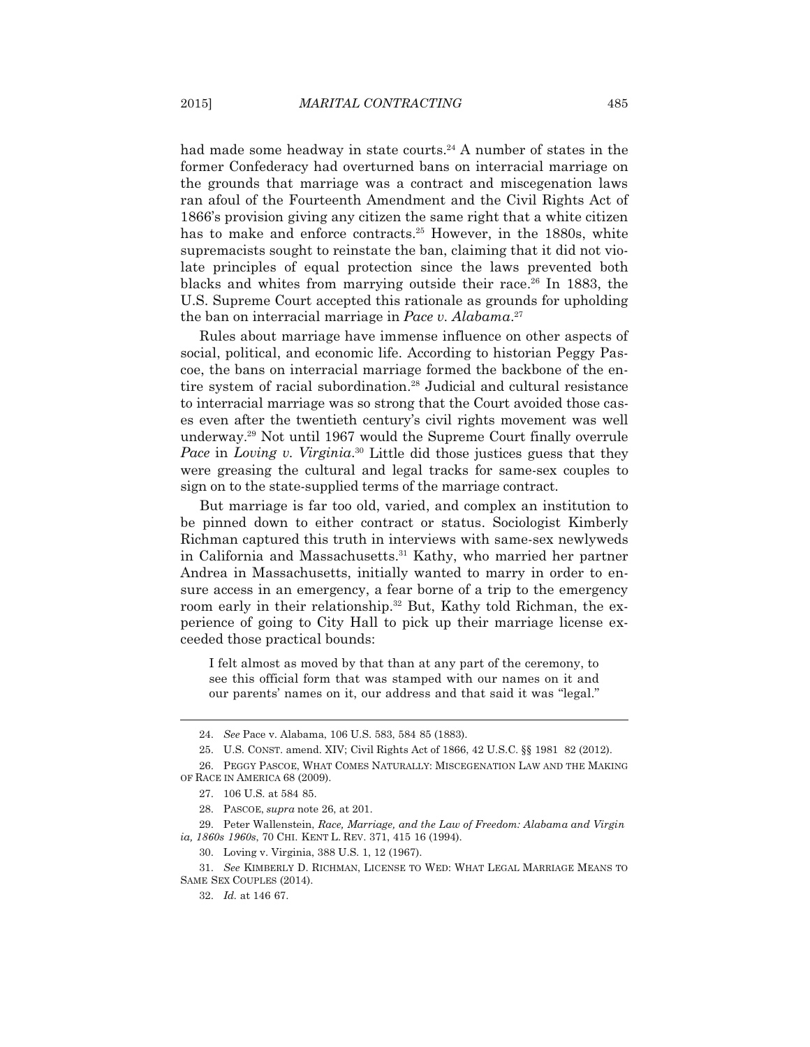had made some headway in state courts.[24] A number of states in the former Confederacy had overturned bans on interracial marriage on the grounds that marriage was a contract and miscegenation laws ran afoul of the Fourteenth Amendment and the Civil Rights Act of 1866's provision giving any citizen the same right that a white citizen has to make and enforce contracts.[25] However, in the 1880s, white supremacists sought to reinstate the ban, claiming that it did not violate principles of equal protection since the laws prevented both blacks and whites from marrying outside their race.[26] In 1883, the U.S. Supreme Court accepted this rationale as grounds for upholding the ban on interracial marriage in *Pace v. Alabama*.[27]

Rules about marriage have immense influence on other aspects of social, political, and economic life. According to historian Peggy Pascoe, the bans on interracial marriage formed the backbone of the entire system of racial subordination.[28] Judicial and cultural resistance to interracial marriage was so strong that the Court avoided those cases even after the twentieth century's civil rights movement was well underway.[29] Not until 1967 would the Supreme Court finally overrule *Pace* in *Loving v. Virginia*.[30] Little did those justices guess that they were greasing the cultural and legal tracks for same-sex couples to sign on to the state-supplied terms of the marriage contract.

But marriage is far too old, varied, and complex an institution to be pinned down to either contract or status. Sociologist Kimberly Richman captured this truth in interviews with same-sex newlyweds in California and Massachusetts.[31] Kathy, who married her partner Andrea in Massachusetts, initially wanted to marry in order to ensure access in an emergency, a fear borne of a trip to the emergency room early in their relationship.[32] But, Kathy told Richman, the experience of going to City Hall to pick up their marriage license exceeded those practical bounds:

> I felt almost as moved by that than at any part of the ceremony, to see this official form that was stamped with our names on it and our parents' names on it, our address and that said it was "legal."

---

24. *See* Pace v. Alabama, 106 U.S. 583, 584 85 (1883).

25. U.S. CONST. amend. XIV; Civil Rights Act of 1866, 42 U.S.C. §§ 1981 82 (2012).

26. PEGGY PASCOE, WHAT COMES NATURALLY: MISCEGENATION LAW AND THE MAKING OF RACE IN AMERICA 68 (2009).

27. 106 U.S. at 584 85.

28. PASCOE, *supra* note 26, at 201.

29. Peter Wallenstein, *Race, Marriage, and the Law of Freedom: Alabama and Virginia, 1860s 1960s*, 70 CHI. KENT L. REV. 371, 415 16 (1994).

30. Loving v. Virginia, 388 U.S. 1, 12 (1967).

31. *See* KIMBERLY D. RICHMAN, LICENSE TO WED: WHAT LEGAL MARRIAGE MEANS TO SAME SEX COUPLES (2014).

32. *Id.* at 146 67.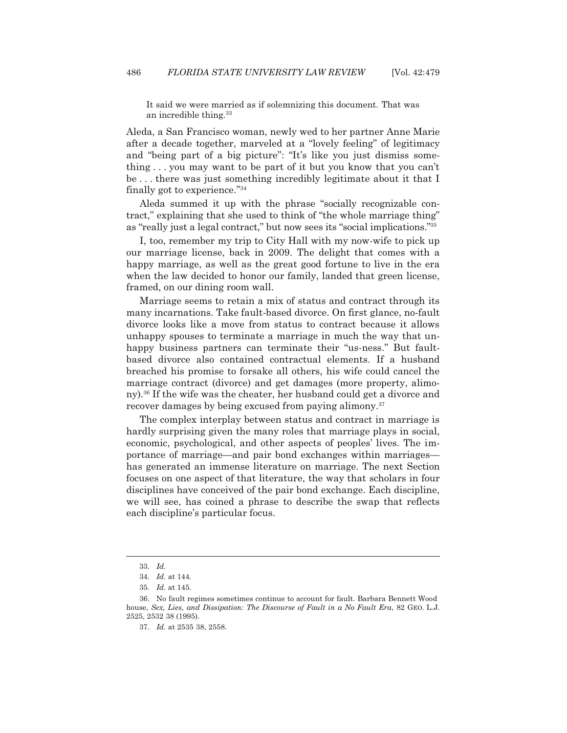> It said we were married as if solemnizing this document. That was an incredible thing.[33]

Aleda, a San Francisco woman, newly wed to her partner Anne Marie after a decade together, marveled at a "lovely feeling" of legitimacy and "being part of a big picture": "It's like you just dismiss something . . . you may want to be part of it but you know that you can't be . . . there was just something incredibly legitimate about it that I finally got to experience."[34]

Aleda summed it up with the phrase "socially recognizable contract," explaining that she used to think of "the whole marriage thing" as "really just a legal contract," but now sees its "social implications."[35]

I, too, remember my trip to City Hall with my now-wife to pick up our marriage license, back in 2009. The delight that comes with a happy marriage, as well as the great good fortune to live in the era when the law decided to honor our family, landed that green license, framed, on our dining room wall.

Marriage seems to retain a mix of status and contract through its many incarnations. Take fault-based divorce. On first glance, no-fault divorce looks like a move from status to contract because it allows unhappy spouses to terminate a marriage in much the way that unhappy business partners can terminate their "us-ness." But fault-based divorce also contained contractual elements. If a husband breached his promise to forsake all others, his wife could cancel the marriage contract (divorce) and get damages (more property, alimony).[36] If the wife was the cheater, her husband could get a divorce and recover damages by being excused from paying alimony.[37]

The complex interplay between status and contract in marriage is hardly surprising given the many roles that marriage plays in social, economic, psychological, and other aspects of peoples' lives. The importance of marriage—and pair bond exchanges within marriages—has generated an immense literature on marriage. The next Section focuses on one aspect of that literature, the way that scholars in four disciplines have conceived of the pair bond exchange. Each discipline, we will see, has coined a phrase to describe the swap that reflects each discipline's particular focus.

---

33. *Id.*

34. *Id.* at 144.

35. *Id.* at 145.

36. No fault regimes sometimes continue to account for fault. Barbara Bennett Wood house, *Sex, Lies, and Dissipation: The Discourse of Fault in a No Fault Era*, 82 GEO. L.J. 2525, 2532 38 (1995).

37. *Id.* at 2535 38, 2558.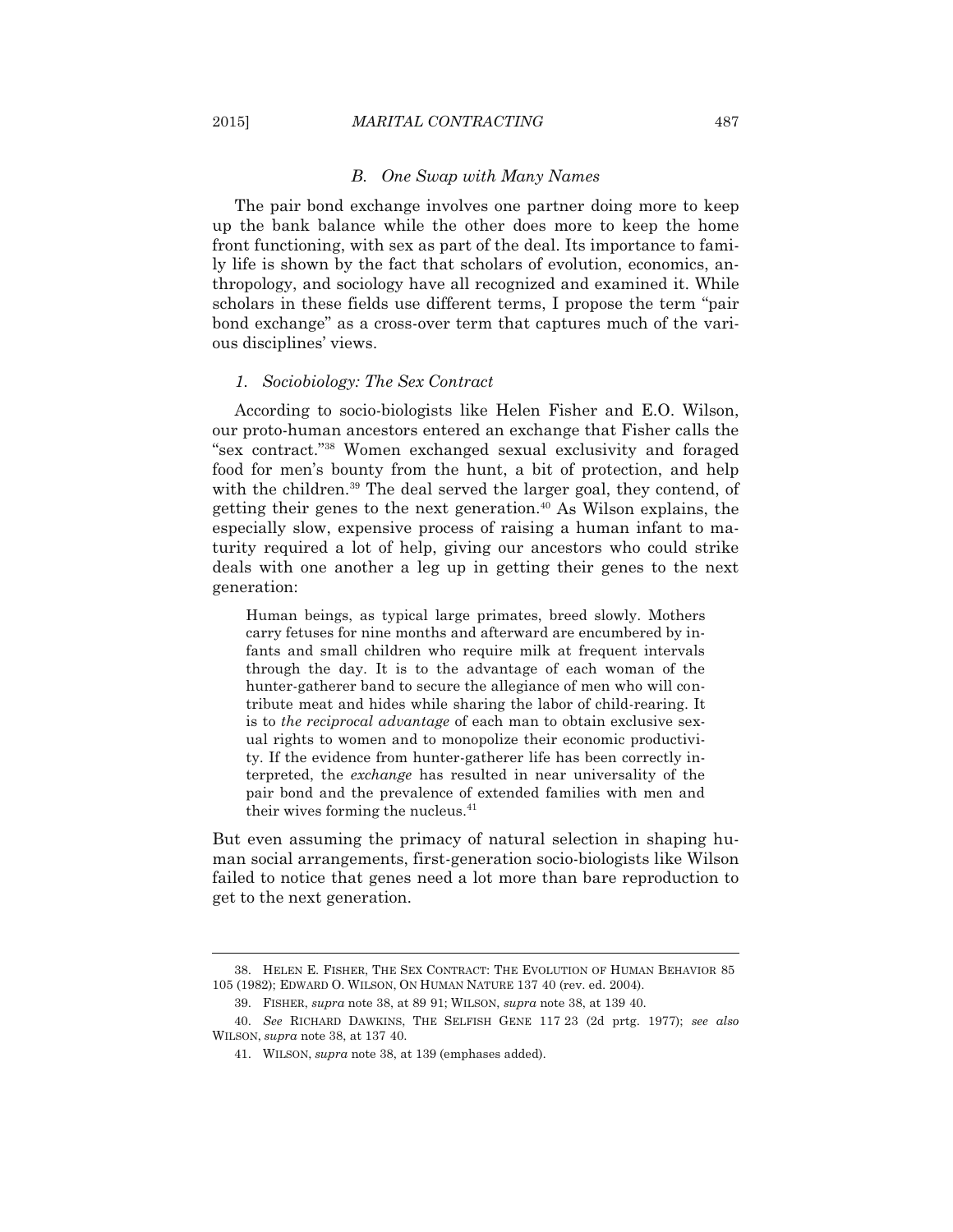### B. *One Swap with Many Names*

The pair bond exchange involves one partner doing more to keep up the bank balance while the other does more to keep the home front functioning, with sex as part of the deal. Its importance to family life is shown by the fact that scholars of evolution, economics, anthropology, and sociology have all recognized and examined it. While scholars in these fields use different terms, I propose the term "pair bond exchange" as a cross-over term that captures much of the various disciplines' views.

#### 1. *Sociobiology: The Sex Contract*

According to socio-biologists like Helen Fisher and E.O. Wilson, our proto-human ancestors entered an exchange that Fisher calls the "sex contract."[38] Women exchanged sexual exclusivity and foraged food for men's bounty from the hunt, a bit of protection, and help with the children.[39] The deal served the larger goal, they contend, of getting their genes to the next generation.[40] As Wilson explains, the especially slow, expensive process of raising a human infant to maturity required a lot of help, giving our ancestors who could strike deals with one another a leg up in getting their genes to the next generation:

> Human beings, as typical large primates, breed slowly. Mothers carry fetuses for nine months and afterward are encumbered by infants and small children who require milk at frequent intervals through the day. It is to the advantage of each woman of the hunter-gatherer band to secure the allegiance of men who will contribute meat and hides while sharing the labor of child-rearing. It is to *the reciprocal advantage* of each man to obtain exclusive sexual rights to women and to monopolize their economic productivity. If the evidence from hunter-gatherer life has been correctly interpreted, the *exchange* has resulted in near universality of the pair bond and the prevalence of extended families with men and their wives forming the nucleus.[41]

But even assuming the primacy of natural selection in shaping human social arrangements, first-generation socio-biologists like Wilson failed to notice that genes need a lot more than bare reproduction to get to the next generation.

---

38. HELEN E. FISHER, THE SEX CONTRACT: THE EVOLUTION OF HUMAN BEHAVIOR 85 105 (1982); EDWARD O. WILSON, ON HUMAN NATURE 137 40 (rev. ed. 2004).

39. FISHER, *supra* note 38, at 89 91; WILSON, *supra* note 38, at 139 40.

40. *See* RICHARD DAWKINS, THE SELFISH GENE 117 23 (2d prtg. 1977); *see also* WILSON, *supra* note 38, at 137 40.

41. WILSON, *supra* note 38, at 139 (emphases added).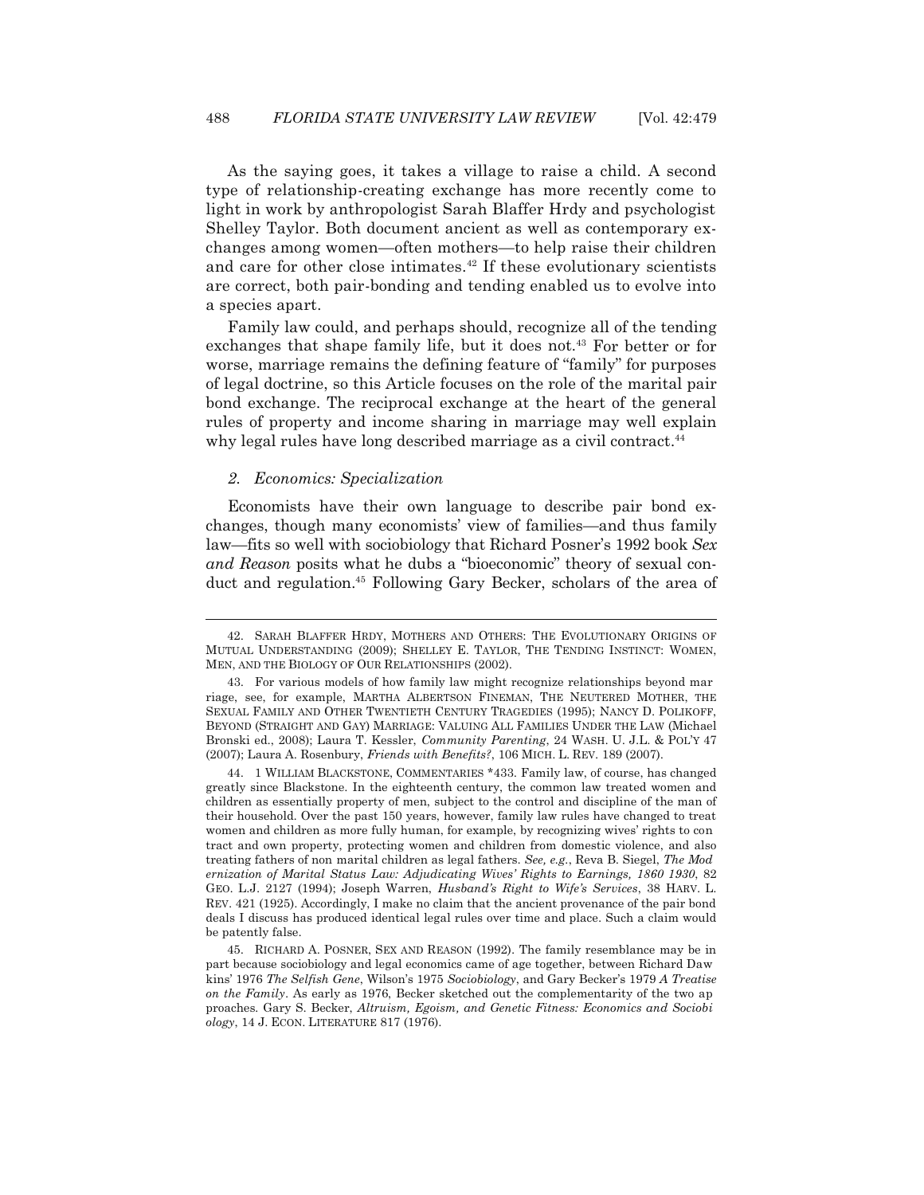As the saying goes, it takes a village to raise a child. A second type of relationship-creating exchange has more recently come to light in work by anthropologist Sarah Blaffer Hrdy and psychologist Shelley Taylor. Both document ancient as well as contemporary exchanges among women—often mothers—to help raise their children and care for other close intimates.[42] If these evolutionary scientists are correct, both pair-bonding and tending enabled us to evolve into a species apart.

Family law could, and perhaps should, recognize all of the tending exchanges that shape family life, but it does not.[43] For better or for worse, marriage remains the defining feature of "family" for purposes of legal doctrine, so this Article focuses on the role of the marital pair bond exchange. The reciprocal exchange at the heart of the general rules of property and income sharing in marriage may well explain why legal rules have long described marriage as a civil contract.[44]

### *2. Economics: Specialization*

Economists have their own language to describe pair bond exchanges, though many economists' view of families—and thus family law—fits so well with sociobiology that Richard Posner's 1992 book *Sex and Reason* posits what he dubs a "bioeconomic" theory of sexual conduct and regulation.[45] Following Gary Becker, scholars of the area of

---

42. SARAH BLAFFER HRDY, MOTHERS AND OTHERS: THE EVOLUTIONARY ORIGINS OF MUTUAL UNDERSTANDING (2009); SHELLEY E. TAYLOR, THE TENDING INSTINCT: WOMEN, MEN, AND THE BIOLOGY OF OUR RELATIONSHIPS (2002).

43. For various models of how family law might recognize relationships beyond marriage, see, for example, MARTHA ALBERTSON FINEMAN, THE NEUTERED MOTHER, THE SEXUAL FAMILY AND OTHER TWENTIETH CENTURY TRAGEDIES (1995); NANCY D. POLIKOFF, BEYOND (STRAIGHT AND GAY) MARRIAGE: VALUING ALL FAMILIES UNDER THE LAW (Michael Bronski ed., 2008); Laura T. Kessler, *Community Parenting*, 24 WASH. U. J.L. & POL'Y 47 (2007); Laura A. Rosenbury, *Friends with Benefits?*, 106 MICH. L. REV. 189 (2007).

44. 1 WILLIAM BLACKSTONE, COMMENTARIES \*433. Family law, of course, has changed greatly since Blackstone. In the eighteenth century, the common law treated women and children as essentially property of men, subject to the control and discipline of the man of their household. Over the past 150 years, however, family law rules have changed to treat women and children as more fully human, for example, by recognizing wives' rights to contract and own property, protecting women and children from domestic violence, and also treating fathers of non marital children as legal fathers. *See, e.g.*, Reva B. Siegel, *The Modernization of Marital Status Law: Adjudicating Wives' Rights to Earnings, 1860 1930*, 82 GEO. L.J. 2127 (1994); Joseph Warren, *Husband's Right to Wife's Services*, 38 HARV. L. REV. 421 (1925). Accordingly, I make no claim that the ancient provenance of the pair bond deals I discuss has produced identical legal rules over time and place. Such a claim would be patently false.

45. RICHARD A. POSNER, SEX AND REASON (1992). The family resemblance may be in part because sociobiology and legal economics came of age together, between Richard Dawkins' 1976 *The Selfish Gene*, Wilson's 1975 *Sociobiology*, and Gary Becker's 1979 *A Treatise on the Family*. As early as 1976, Becker sketched out the complementarity of the two approaches. Gary S. Becker, *Altruism, Egoism, and Genetic Fitness: Economics and Sociobiology*, 14 J. ECON. LITERATURE 817 (1976).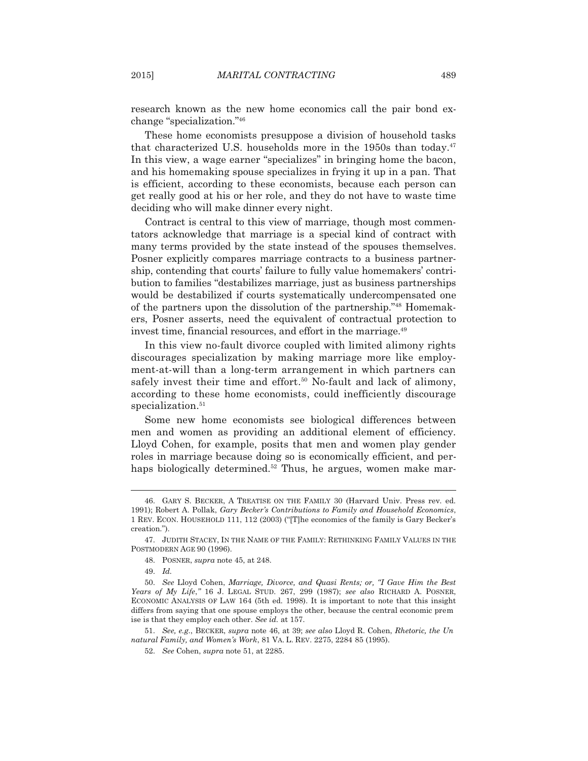research known as the new home economics call the pair bond exchange "specialization."[46]

These home economists presuppose a division of household tasks that characterized U.S. households more in the 1950s than today.[47] In this view, a wage earner "specializes" in bringing home the bacon, and his homemaking spouse specializes in frying it up in a pan. That is efficient, according to these economists, because each person can get really good at his or her role, and they do not have to waste time deciding who will make dinner every night.

Contract is central to this view of marriage, though most commentators acknowledge that marriage is a special kind of contract with many terms provided by the state instead of the spouses themselves. Posner explicitly compares marriage contracts to a business partnership, contending that courts' failure to fully value homemakers' contribution to families "destabilizes marriage, just as business partnerships would be destabilized if courts systematically undercompensated one of the partners upon the dissolution of the partnership."[48] Homemakers, Posner asserts, need the equivalent of contractual protection to invest time, financial resources, and effort in the marriage.[49]

In this view no-fault divorce coupled with limited alimony rights discourages specialization by making marriage more like employment-at-will than a long-term arrangement in which partners can safely invest their time and effort.[50] No-fault and lack of alimony, according to these home economists, could inefficiently discourage specialization.[51]

Some new home economists see biological differences between men and women as providing an additional element of efficiency. Lloyd Cohen, for example, posits that men and women play gender roles in marriage because doing so is economically efficient, and perhaps biologically determined.[52] Thus, he argues, women make mar-

---

46. GARY S. BECKER, A TREATISE ON THE FAMILY 30 (Harvard Univ. Press rev. ed. 1991); Robert A. Pollak, *Gary Becker's Contributions to Family and Household Economics*, 1 REV. ECON. HOUSEHOLD 111, 112 (2003) ("[T]he economics of the family is Gary Becker's creation.").

47. JUDITH STACEY, IN THE NAME OF THE FAMILY: RETHINKING FAMILY VALUES IN THE POSTMODERN AGE 90 (1996).

48. POSNER, *supra* note 45, at 248.

49. *Id.*

50. *See* Lloyd Cohen, *Marriage, Divorce, and Quasi Rents; or, "I Gave Him the Best Years of My Life*,*"* 16 J. LEGAL STUD. 267, 299 (1987); *see also* RICHARD A. POSNER, ECONOMIC ANALYSIS OF LAW 164 (5th ed. 1998). It is important to note that this insight differs from saying that one spouse employs the other, because the central economic prem ise is that they employ each other. *See id.* at 157.

51. *See, e.g.*, BECKER, *supra* note 46, at 39; *see also* Lloyd R. Cohen, *Rhetoric, the Un natural Family, and Women's Work*, 81 VA. L. REV. 2275, 2284 85 (1995).

52. *See* Cohen, *supra* note 51, at 2285.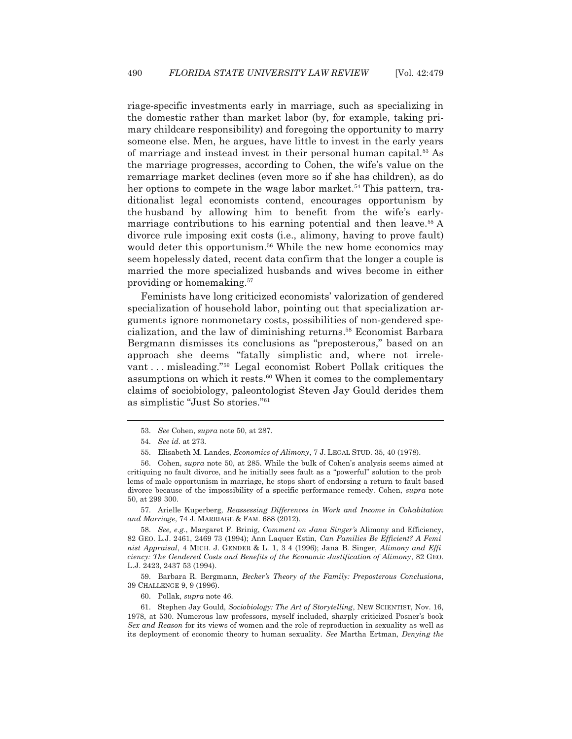riage-specific investments early in marriage, such as specializing in the domestic rather than market labor (by, for example, taking primary childcare responsibility) and foregoing the opportunity to marry someone else. Men, he argues, have little to invest in the early years of marriage and instead invest in their personal human capital.[53] As the marriage progresses, according to Cohen, the wife's value on the remarriage market declines (even more so if she has children), as do her options to compete in the wage labor market.[54] This pattern, traditionalist legal economists contend, encourages opportunism by the husband by allowing him to benefit from the wife's early-marriage contributions to his earning potential and then leave.[55] A divorce rule imposing exit costs (i.e., alimony, having to prove fault) would deter this opportunism.[56] While the new home economics may seem hopelessly dated, recent data confirm that the longer a couple is married the more specialized husbands and wives become in either providing or homemaking.[57]

Feminists have long criticized economists' valorization of gendered specialization of household labor, pointing out that specialization arguments ignore nonmonetary costs, possibilities of non-gendered specialization, and the law of diminishing returns.[58] Economist Barbara Bergmann dismisses its conclusions as "preposterous," based on an approach she deems "fatally simplistic and, where not irrelevant . . . misleading."[59] Legal economist Robert Pollak critiques the assumptions on which it rests.[60] When it comes to the complementary claims of sociobiology, paleontologist Steven Jay Gould derides them as simplistic "Just So stories."[61]

---

53. *See* Cohen, *supra* note 50, at 287.

54. *See id*. at 273.

55. Elisabeth M. Landes, *Economics of Alimony*, 7 J. LEGAL STUD. 35, 40 (1978).

56. Cohen, *supra* note 50, at 285. While the bulk of Cohen's analysis seems aimed at critiquing no fault divorce, and he initially sees fault as a "powerful" solution to the problems of male opportunism in marriage, he stops short of endorsing a return to fault based divorce because of the impossibility of a specific performance remedy. Cohen, *supra* note 50, at 299 300.

57. Arielle Kuperberg, *Reassessing Differences in Work and Income in Cohabitation and Marriage*, 74 J. MARRIAGE & FAM. 688 (2012).

58. *See, e.g.*, Margaret F. Brinig, *Comment on Jana Singer's* Alimony and Efficiency, 82 GEO. L.J. 2461, 2469 73 (1994); Ann Laquer Estin, *Can Families Be Efficient? A Feminist Appraisal*, 4 MICH. J. GENDER & L. 1, 3 4 (1996); Jana B. Singer, *Alimony and Efficiency: The Gendered Costs and Benefits of the Economic Justification of Alimony*, 82 GEO. L.J. 2423, 2437 53 (1994).

59. Barbara R. Bergmann, *Becker's Theory of the Family: Preposterous Conclusions*, 39 CHALLENGE 9, 9 (1996).

60. Pollak, *supra* note 46.

61. Stephen Jay Gould, *Sociobiology: The Art of Storytelling*, NEW SCIENTIST, Nov. 16, 1978, at 530. Numerous law professors, myself included, sharply criticized Posner's book *Sex and Reason* for its views of women and the role of reproduction in sexuality as well as its deployment of economic theory to human sexuality. *See* Martha Ertman, *Denying the*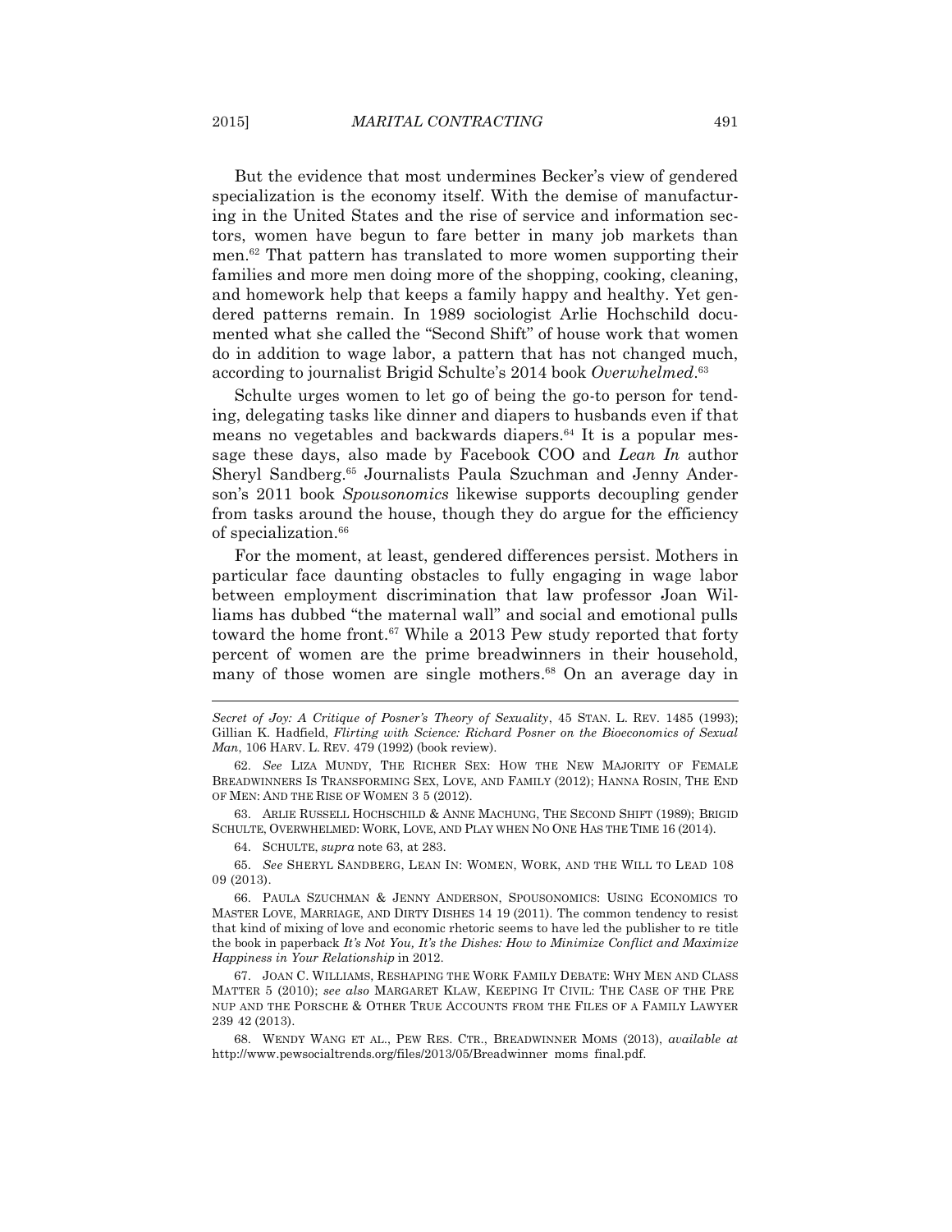But the evidence that most undermines Becker's view of gendered specialization is the economy itself. With the demise of manufacturing in the United States and the rise of service and information sectors, women have begun to fare better in many job markets than men.[62] That pattern has translated to more women supporting their families and more men doing more of the shopping, cooking, cleaning, and homework help that keeps a family happy and healthy. Yet gendered patterns remain. In 1989 sociologist Arlie Hochschild documented what she called the "Second Shift" of house work that women do in addition to wage labor, a pattern that has not changed much, according to journalist Brigid Schulte's 2014 book *Overwhelmed*.[63]

Schulte urges women to let go of being the go-to person for tending, delegating tasks like dinner and diapers to husbands even if that means no vegetables and backwards diapers.[64] It is a popular message these days, also made by Facebook COO and *Lean In* author Sheryl Sandberg.[65] Journalists Paula Szuchman and Jenny Anderson's 2011 book *Spousonomics* likewise supports decoupling gender from tasks around the house, though they do argue for the efficiency of specialization.[66]

For the moment, at least, gendered differences persist. Mothers in particular face daunting obstacles to fully engaging in wage labor between employment discrimination that law professor Joan Williams has dubbed "the maternal wall" and social and emotional pulls toward the home front.[67] While a 2013 Pew study reported that forty percent of women are the prime breadwinners in their household, many of those women are single mothers.[68] On an average day in

---

*Secret of Joy: A Critique of Posner's Theory of Sexuality*, 45 STAN. L. REV. 1485 (1993); Gillian K. Hadfield, *Flirting with Science: Richard Posner on the Bioeconomics of Sexual Man*, 106 HARV. L. REV. 479 (1992) (book review).

62. *See* LIZA MUNDY, THE RICHER SEX: HOW THE NEW MAJORITY OF FEMALE BREADWINNERS IS TRANSFORMING SEX, LOVE, AND FAMILY (2012); HANNA ROSIN, THE END OF MEN: AND THE RISE OF WOMEN 3 5 (2012).

63. ARLIE RUSSELL HOCHSCHILD & ANNE MACHUNG, THE SECOND SHIFT (1989); BRIGID SCHULTE, OVERWHELMED: WORK, LOVE, AND PLAY WHEN NO ONE HAS THE TIME 16 (2014).

64. SCHULTE, *supra* note 63, at 283.

65. *See* SHERYL SANDBERG, LEAN IN: WOMEN, WORK, AND THE WILL TO LEAD 108 09 (2013).

66. PAULA SZUCHMAN & JENNY ANDERSON, SPOUSONOMICS: USING ECONOMICS TO MASTER LOVE, MARRIAGE, AND DIRTY DISHES 14 19 (2011). The common tendency to resist that kind of mixing of love and economic rhetoric seems to have led the publisher to re title the book in paperback *It's Not You, It's the Dishes: How to Minimize Conflict and Maximize Happiness in Your Relationship* in 2012.

67. JOAN C. WILLIAMS, RESHAPING THE WORK FAMILY DEBATE: WHY MEN AND CLASS MATTER 5 (2010); *see also* MARGARET KLAW, KEEPING IT CIVIL: THE CASE OF THE PRE NUP AND THE PORSCHE & OTHER TRUE ACCOUNTS FROM THE FILES OF A FAMILY LAWYER 239 42 (2013).

68. WENDY WANG ET AL., PEW RES. CTR., BREADWINNER MOMS (2013), *available at* http://www.pewsocialtrends.org/files/2013/05/Breadwinner moms final.pdf.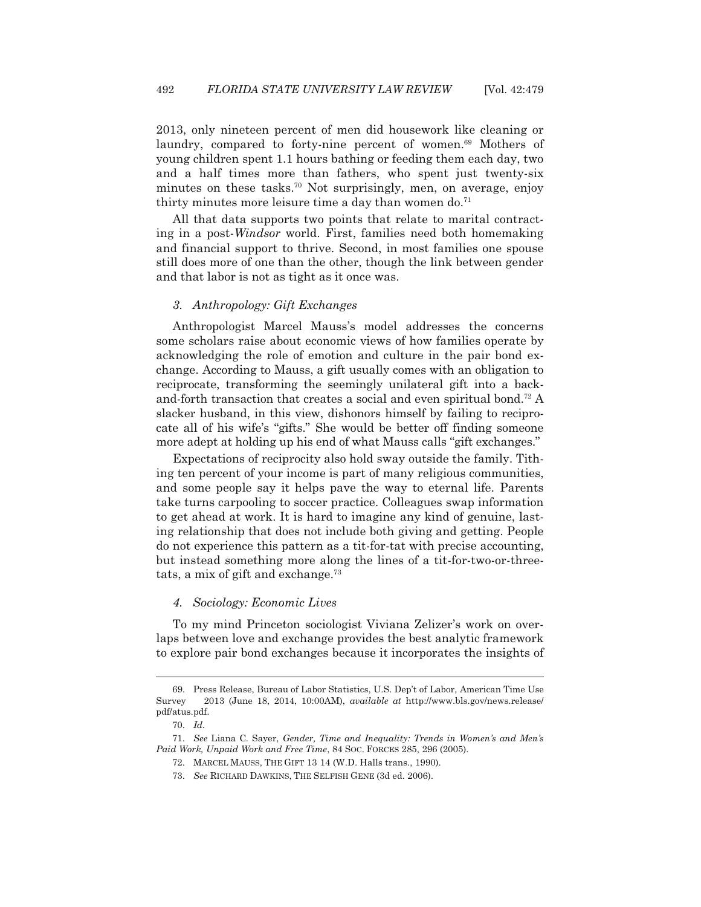2013, only nineteen percent of men did housework like cleaning or laundry, compared to forty-nine percent of women.[69] Mothers of young children spent 1.1 hours bathing or feeding them each day, two and a half times more than fathers, who spent just twenty-six minutes on these tasks.[70] Not surprisingly, men, on average, enjoy thirty minutes more leisure time a day than women do.[71]

All that data supports two points that relate to marital contracting in a post-*Windsor* world. First, families need both homemaking and financial support to thrive. Second, in most families one spouse still does more of one than the other, though the link between gender and that labor is not as tight as it once was.

### *3. Anthropology: Gift Exchanges*

Anthropologist Marcel Mauss's model addresses the concerns some scholars raise about economic views of how families operate by acknowledging the role of emotion and culture in the pair bond exchange. According to Mauss, a gift usually comes with an obligation to reciprocate, transforming the seemingly unilateral gift into a back-and-forth transaction that creates a social and even spiritual bond.[72] A slacker husband, in this view, dishonors himself by failing to reciprocate all of his wife's "gifts." She would be better off finding someone more adept at holding up his end of what Mauss calls "gift exchanges."

Expectations of reciprocity also hold sway outside the family. Tithing ten percent of your income is part of many religious communities, and some people say it helps pave the way to eternal life. Parents take turns carpooling to soccer practice. Colleagues swap information to get ahead at work. It is hard to imagine any kind of genuine, lasting relationship that does not include both giving and getting. People do not experience this pattern as a tit-for-tat with precise accounting, but instead something more along the lines of a tit-for-two-or-three-tats, a mix of gift and exchange.[73]

### *4. Sociology: Economic Lives*

To my mind Princeton sociologist Viviana Zelizer's work on overlaps between love and exchange provides the best analytic framework to explore pair bond exchanges because it incorporates the insights of

---

69. Press Release, Bureau of Labor Statistics, U.S. Dep't of Labor, American Time Use Survey 2013 (June 18, 2014, 10:00AM), *available at* http://www.bls.gov/news.release/pdf/atus.pdf.

70. *Id.*

71. *See* Liana C. Sayer, *Gender, Time and Inequality: Trends in Women's and Men's Paid Work, Unpaid Work and Free Time*, 84 SOC. FORCES 285, 296 (2005).

72. MARCEL MAUSS, THE GIFT 13 14 (W.D. Halls trans., 1990).

73. *See* RICHARD DAWKINS, THE SELFISH GENE (3d ed. 2006).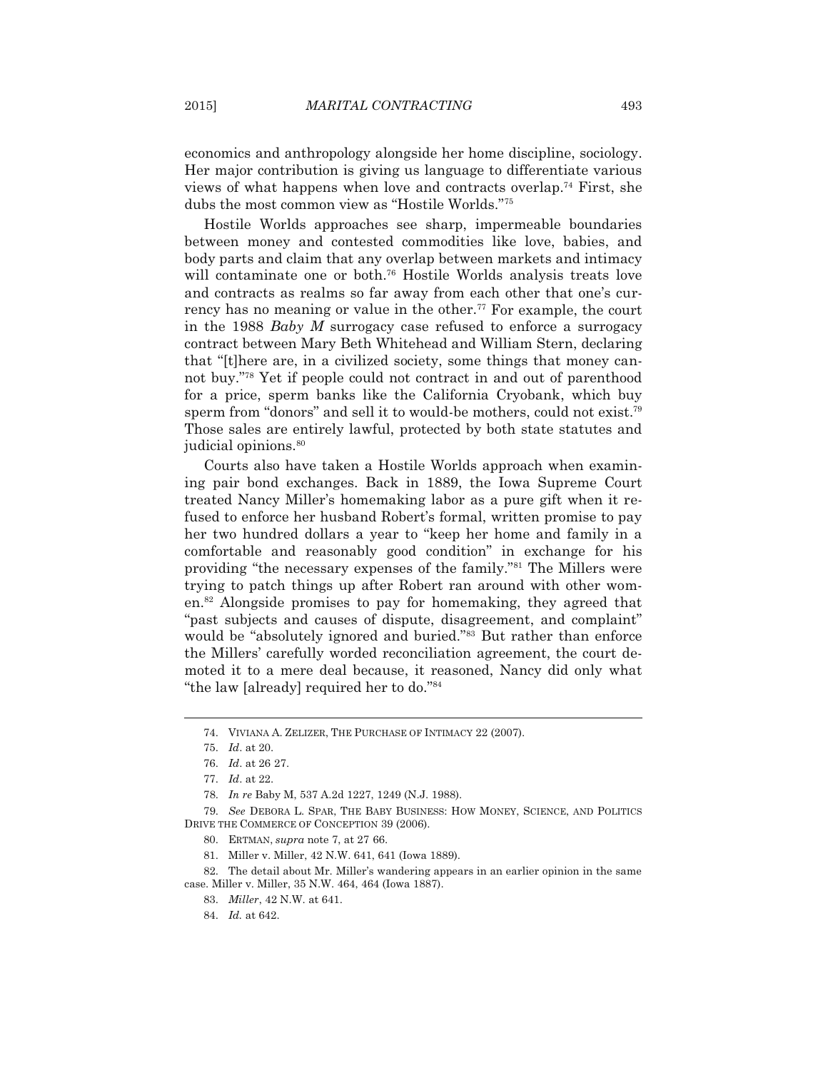economics and anthropology alongside her home discipline, sociology. Her major contribution is giving us language to differentiate various views of what happens when love and contracts overlap.[74] First, she dubs the most common view as "Hostile Worlds."[75]

Hostile Worlds approaches see sharp, impermeable boundaries between money and contested commodities like love, babies, and body parts and claim that any overlap between markets and intimacy will contaminate one or both.[76] Hostile Worlds analysis treats love and contracts as realms so far away from each other that one's currency has no meaning or value in the other.[77] For example, the court in the 1988 *Baby M* surrogacy case refused to enforce a surrogacy contract between Mary Beth Whitehead and William Stern, declaring that "[t]here are, in a civilized society, some things that money cannot buy."[78] Yet if people could not contract in and out of parenthood for a price, sperm banks like the California Cryobank, which buy sperm from "donors" and sell it to would-be mothers, could not exist.[79] Those sales are entirely lawful, protected by both state statutes and judicial opinions.[80]

Courts also have taken a Hostile Worlds approach when examining pair bond exchanges. Back in 1889, the Iowa Supreme Court treated Nancy Miller's homemaking labor as a pure gift when it refused to enforce her husband Robert's formal, written promise to pay her two hundred dollars a year to "keep her home and family in a comfortable and reasonably good condition" in exchange for his providing "the necessary expenses of the family."[81] The Millers were trying to patch things up after Robert ran around with other women.[82] Alongside promises to pay for homemaking, they agreed that "past subjects and causes of dispute, disagreement, and complaint" would be "absolutely ignored and buried."[83] But rather than enforce the Millers' carefully worded reconciliation agreement, the court demoted it to a mere deal because, it reasoned, Nancy did only what "the law [already] required her to do."[84]

---

74. VIVIANA A. ZELIZER, THE PURCHASE OF INTIMACY 22 (2007).

75. *Id*. at 20.

76. *Id*. at 26 27.

77. *Id*. at 22.

78. *In re* Baby M, 537 A.2d 1227, 1249 (N.J. 1988).

79. *See* DEBORA L. SPAR, THE BABY BUSINESS: HOW MONEY, SCIENCE, AND POLITICS DRIVE THE COMMERCE OF CONCEPTION 39 (2006).

80. ERTMAN, *supra* note 7, at 27 66.

81. Miller v. Miller, 42 N.W. 641, 641 (Iowa 1889).

82. The detail about Mr. Miller's wandering appears in an earlier opinion in the same case. Miller v. Miller, 35 N.W. 464, 464 (Iowa 1887).

83. *Miller*, 42 N.W. at 641.

84. *Id.* at 642.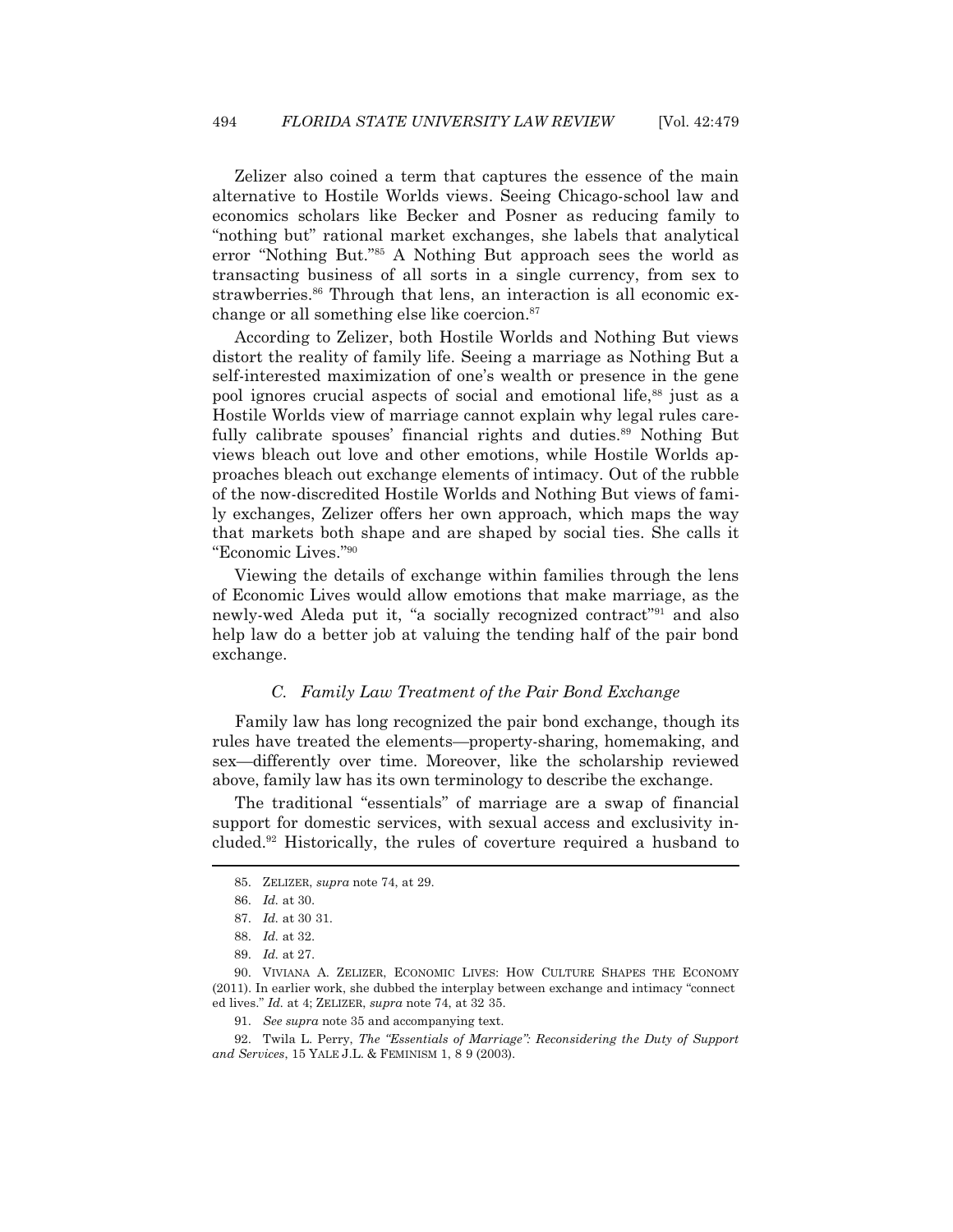Zelizer also coined a term that captures the essence of the main alternative to Hostile Worlds views. Seeing Chicago-school law and economics scholars like Becker and Posner as reducing family to "nothing but" rational market exchanges, she labels that analytical error "Nothing But."[85] A Nothing But approach sees the world as transacting business of all sorts in a single currency, from sex to strawberries.[86] Through that lens, an interaction is all economic exchange or all something else like coercion.[87]

According to Zelizer, both Hostile Worlds and Nothing But views distort the reality of family life. Seeing a marriage as Nothing But a self-interested maximization of one's wealth or presence in the gene pool ignores crucial aspects of social and emotional life,[88] just as a Hostile Worlds view of marriage cannot explain why legal rules carefully calibrate spouses' financial rights and duties.[89] Nothing But views bleach out love and other emotions, while Hostile Worlds approaches bleach out exchange elements of intimacy. Out of the rubble of the now-discredited Hostile Worlds and Nothing But views of family exchanges, Zelizer offers her own approach, which maps the way that markets both shape and are shaped by social ties. She calls it "Economic Lives."[90]

Viewing the details of exchange within families through the lens of Economic Lives would allow emotions that make marriage, as the newly-wed Aleda put it, "a socially recognized contract"[91] and also help law do a better job at valuing the tending half of the pair bond exchange.

### *C. Family Law Treatment of the Pair Bond Exchange*

Family law has long recognized the pair bond exchange, though its rules have treated the elements—property-sharing, homemaking, and sex—differently over time. Moreover, like the scholarship reviewed above, family law has its own terminology to describe the exchange.

The traditional "essentials" of marriage are a swap of financial support for domestic services, with sexual access and exclusivity included.[92] Historically, the rules of coverture required a husband to

---

85. ZELIZER, *supra* note 74, at 29.

86. *Id.* at 30.

87. *Id.* at 30 31.

88. *Id.* at 32.

89. *Id.* at 27.

90. VIVIANA A. ZELIZER, ECONOMIC LIVES: HOW CULTURE SHAPES THE ECONOMY (2011). In earlier work, she dubbed the interplay between exchange and intimacy "connected lives." *Id.* at 4; ZELIZER, *supra* note 74, at 32 35.

91. *See supra* note 35 and accompanying text.

92. Twila L. Perry, *The "Essentials of Marriage": Reconsidering the Duty of Support and Services*, 15 YALE J.L. & FEMINISM 1, 8 9 (2003).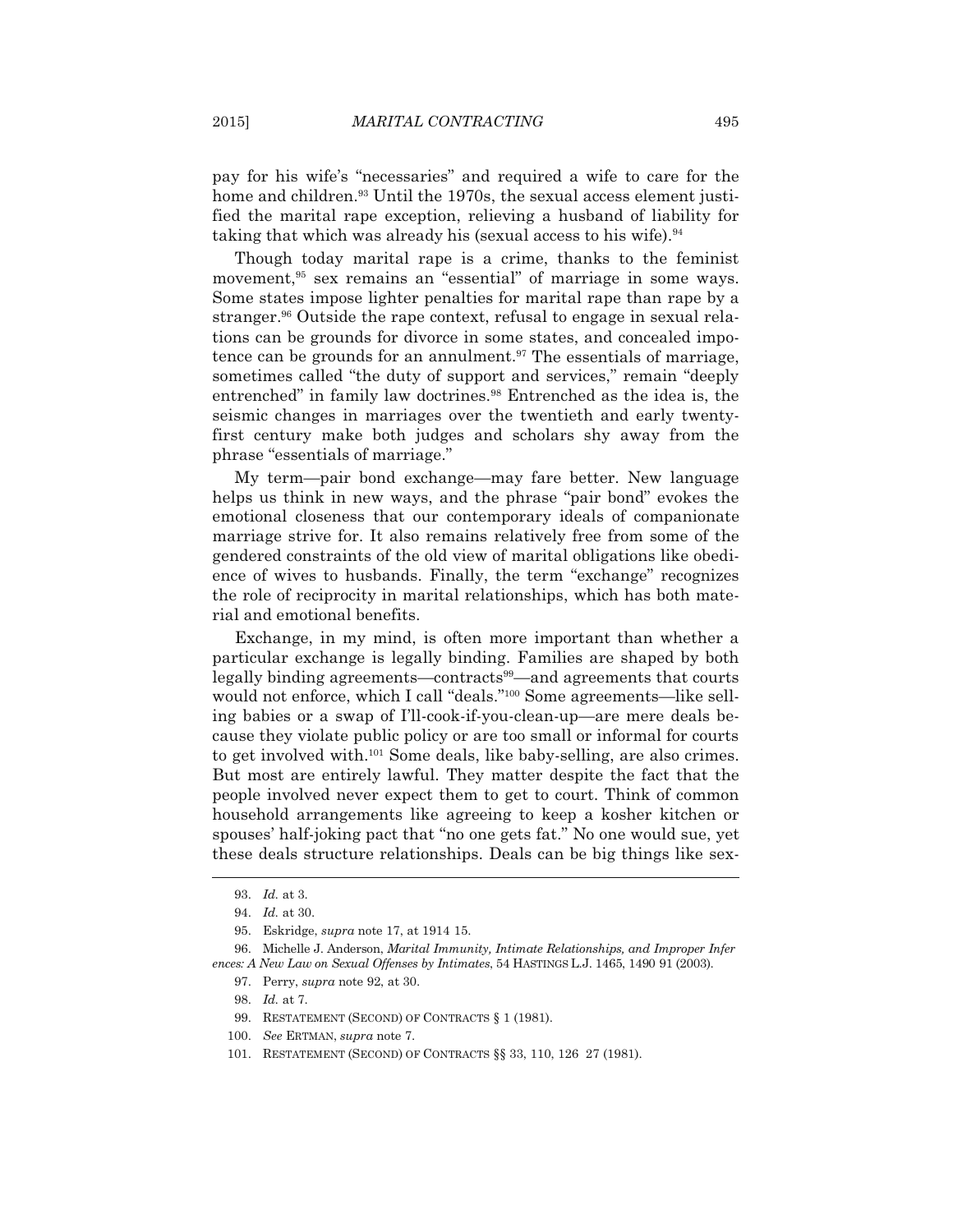pay for his wife's "necessaries" and required a wife to care for the home and children.[93] Until the 1970s, the sexual access element justified the marital rape exception, relieving a husband of liability for taking that which was already his (sexual access to his wife).[94]

Though today marital rape is a crime, thanks to the feminist movement,[95] sex remains an "essential" of marriage in some ways. Some states impose lighter penalties for marital rape than rape by a stranger.[96] Outside the rape context, refusal to engage in sexual relations can be grounds for divorce in some states, and concealed impotence can be grounds for an annulment.[97] The essentials of marriage, sometimes called "the duty of support and services," remain "deeply entrenched" in family law doctrines.[98] Entrenched as the idea is, the seismic changes in marriages over the twentieth and early twenty-first century make both judges and scholars shy away from the phrase "essentials of marriage."

My term—pair bond exchange—may fare better. New language helps us think in new ways, and the phrase "pair bond" evokes the emotional closeness that our contemporary ideals of companionate marriage strive for. It also remains relatively free from some of the gendered constraints of the old view of marital obligations like obedience of wives to husbands. Finally, the term "exchange" recognizes the role of reciprocity in marital relationships, which has both material and emotional benefits.

Exchange, in my mind, is often more important than whether a particular exchange is legally binding. Families are shaped by both legally binding agreements—contracts[99]—and agreements that courts would not enforce, which I call "deals."[100] Some agreements—like selling babies or a swap of I'll-cook-if-you-clean-up—are mere deals because they violate public policy or are too small or informal for courts to get involved with.[101] Some deals, like baby-selling, are also crimes. But most are entirely lawful. They matter despite the fact that the people involved never expect them to get to court. Think of common household arrangements like agreeing to keep a kosher kitchen or spouses' half-joking pact that "no one gets fat." No one would sue, yet these deals structure relationships. Deals can be big things like sex-

---

93. *Id.* at 3.

94. *Id.* at 30.

95. Eskridge, *supra* note 17, at 1914 15.

96. Michelle J. Anderson, *Marital Immunity, Intimate Relationships, and Improper Inferences: A New Law on Sexual Offenses by Intimates*, 54 HASTINGS L.J. 1465, 1490 91 (2003).

97. Perry, *supra* note 92, at 30.

98. *Id.* at 7.

99. RESTATEMENT (SECOND) OF CONTRACTS § 1 (1981).

100. *See* ERTMAN, *supra* note 7.

101. RESTATEMENT (SECOND) OF CONTRACTS §§ 33, 110, 126 27 (1981).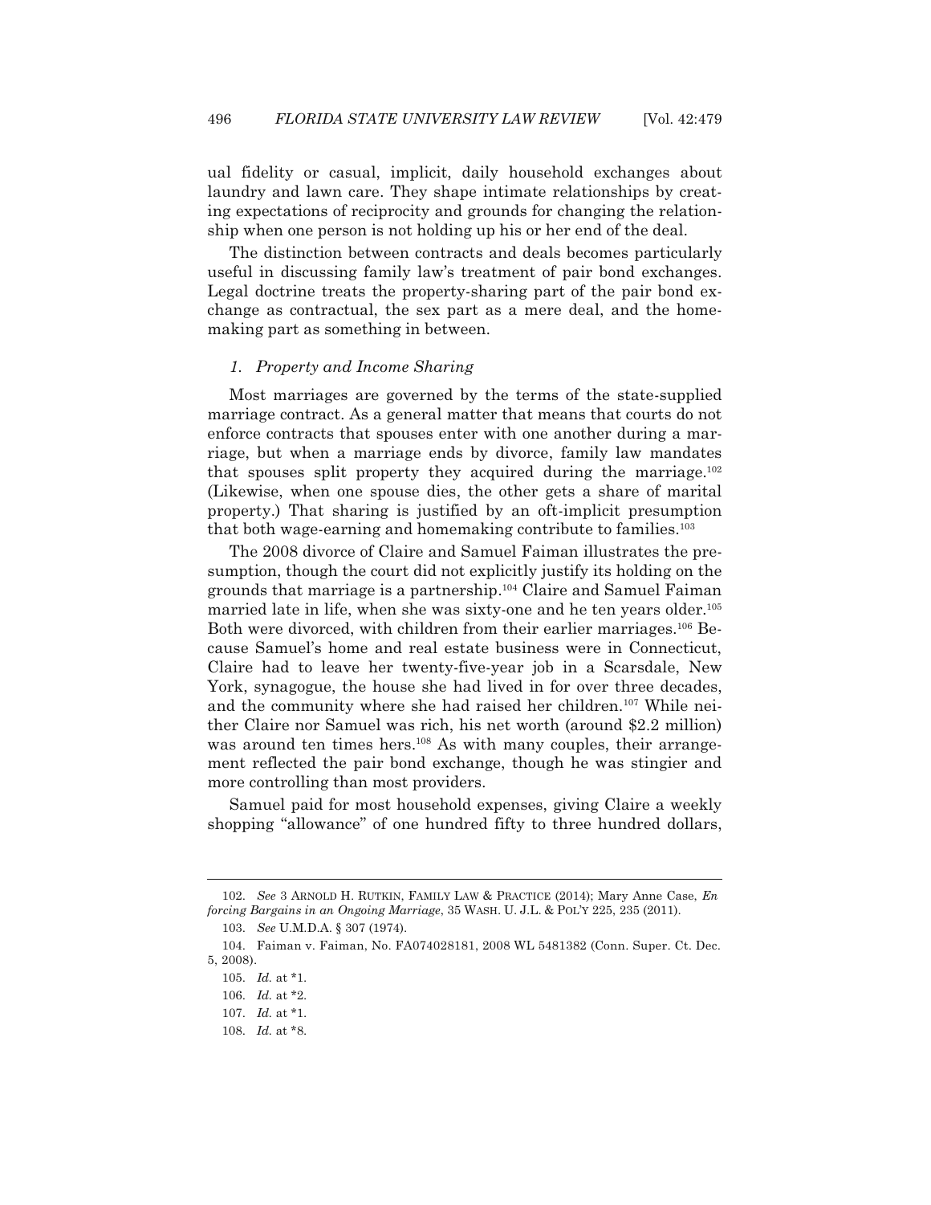ual fidelity or casual, implicit, daily household exchanges about laundry and lawn care. They shape intimate relationships by creating expectations of reciprocity and grounds for changing the relationship when one person is not holding up his or her end of the deal.

The distinction between contracts and deals becomes particularly useful in discussing family law's treatment of pair bond exchanges. Legal doctrine treats the property-sharing part of the pair bond exchange as contractual, the sex part as a mere deal, and the homemaking part as something in between.

### *1. Property and Income Sharing*

Most marriages are governed by the terms of the state-supplied marriage contract. As a general matter that means that courts do not enforce contracts that spouses enter with one another during a marriage, but when a marriage ends by divorce, family law mandates that spouses split property they acquired during the marriage.[102] (Likewise, when one spouse dies, the other gets a share of marital property.) That sharing is justified by an oft-implicit presumption that both wage-earning and homemaking contribute to families.[103]

The 2008 divorce of Claire and Samuel Faiman illustrates the presumption, though the court did not explicitly justify its holding on the grounds that marriage is a partnership.[104] Claire and Samuel Faiman married late in life, when she was sixty-one and he ten years older.[105] Both were divorced, with children from their earlier marriages.[106] Because Samuel's home and real estate business were in Connecticut, Claire had to leave her twenty-five-year job in a Scarsdale, New York, synagogue, the house she had lived in for over three decades, and the community where she had raised her children.[107] While neither Claire nor Samuel was rich, his net worth (around $2.2 million) was around ten times hers.[108] As with many couples, their arrangement reflected the pair bond exchange, though he was stingier and more controlling than most providers.

Samuel paid for most household expenses, giving Claire a weekly shopping "allowance" of one hundred fifty to three hundred dollars,

---

102. *See* 3 ARNOLD H. RUTKIN, FAMILY LAW & PRACTICE (2014); Mary Anne Case, *Enforcing Bargains in an Ongoing Marriage*, 35 WASH. U. J.L. & POL'Y 225, 235 (2011).

103. *See* U.M.D.A. § 307 (1974).

104. Faiman v. Faiman, No. FA074028181, 2008 WL 5481382 (Conn. Super. Ct. Dec. 5, 2008).

105. *Id.* at *1.

106. *Id.* at *2.

107. *Id.* at *1.

108. *Id.* at *8.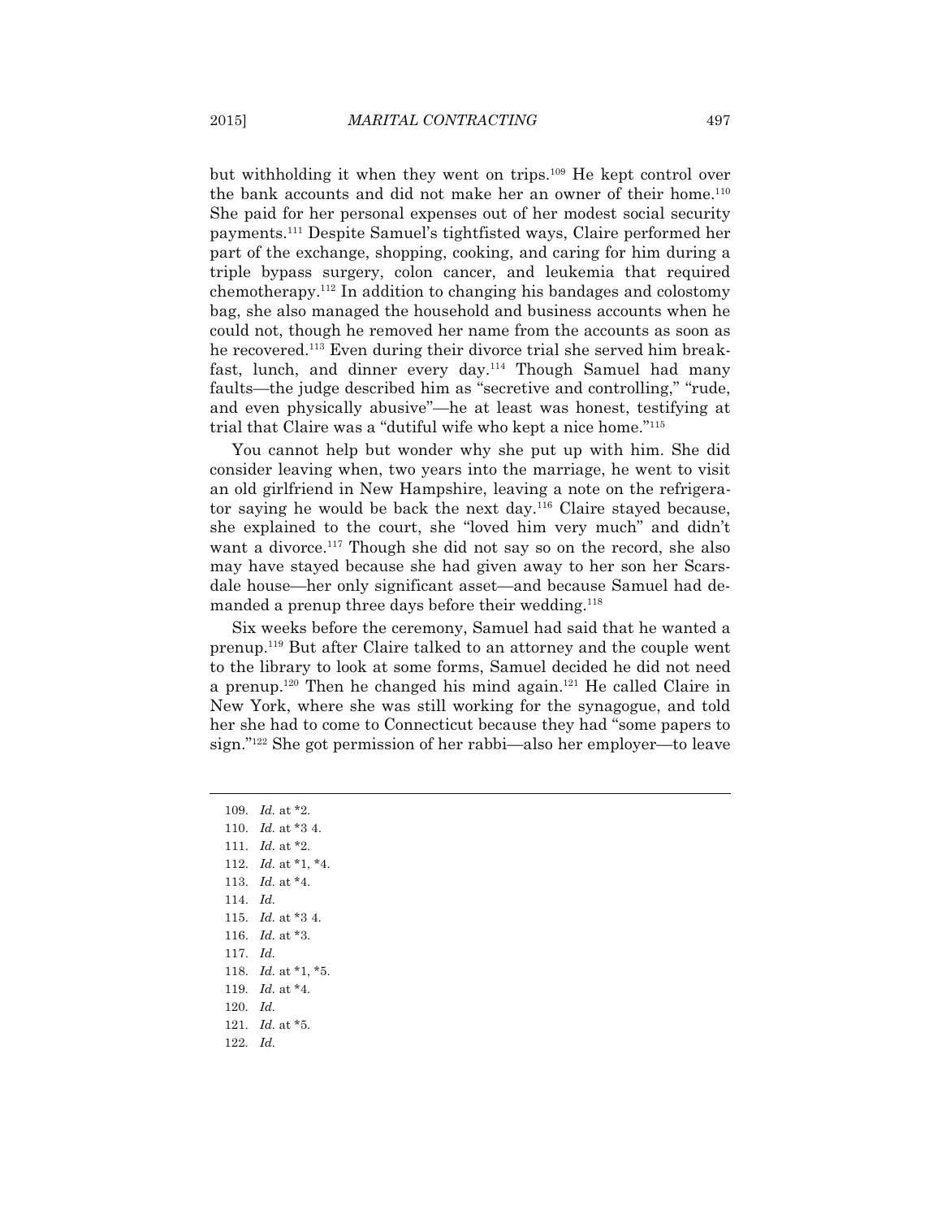but withholding it when they went on trips.[109] He kept control over the bank accounts and did not make her an owner of their home.[110] She paid for her personal expenses out of her modest social security payments.[111] Despite Samuel's tightfisted ways, Claire performed her part of the exchange, shopping, cooking, and caring for him during a triple bypass surgery, colon cancer, and leukemia that required chemotherapy.[112] In addition to changing his bandages and colostomy bag, she also managed the household and business accounts when he could not, though he removed her name from the accounts as soon as he recovered.[113] Even during their divorce trial she served him breakfast, lunch, and dinner every day.[114] Though Samuel had many faults—the judge described him as "secretive and controlling," "rude, and even physically abusive"—he at least was honest, testifying at trial that Claire was a "dutiful wife who kept a nice home."[115]

You cannot help but wonder why she put up with him. She did consider leaving when, two years into the marriage, he went to visit an old girlfriend in New Hampshire, leaving a note on the refrigerator saying he would be back the next day.[116] Claire stayed because, she explained to the court, she "loved him very much" and didn't want a divorce.[117] Though she did not say so on the record, she also may have stayed because she had given away to her son her Scarsdale house—her only significant asset—and because Samuel had demanded a prenup three days before their wedding.[118]

Six weeks before the ceremony, Samuel had said that he wanted a prenup.[119] But after Claire talked to an attorney and the couple went to the library to look at some forms, Samuel decided he did not need a prenup.[120] Then he changed his mind again.[121] He called Claire in New York, where she was still working for the synagogue, and told her she had to come to Connecticut because they had "some papers to sign."[122] She got permission of her rabbi—also her employer—to leave

109. *Id.* at *2.
110. *Id.* at *3 4.
111. *Id.* at *2.
112. *Id.* at *1, *4.
113. *Id.* at *4.
114. *Id.*
115. *Id.* at *3 4.
116. *Id.* at *3.
117. *Id.*
118. *Id.* at *1, *5.
119. *Id.* at *4.
120. *Id.*
121. *Id.* at *5.
122. *Id.*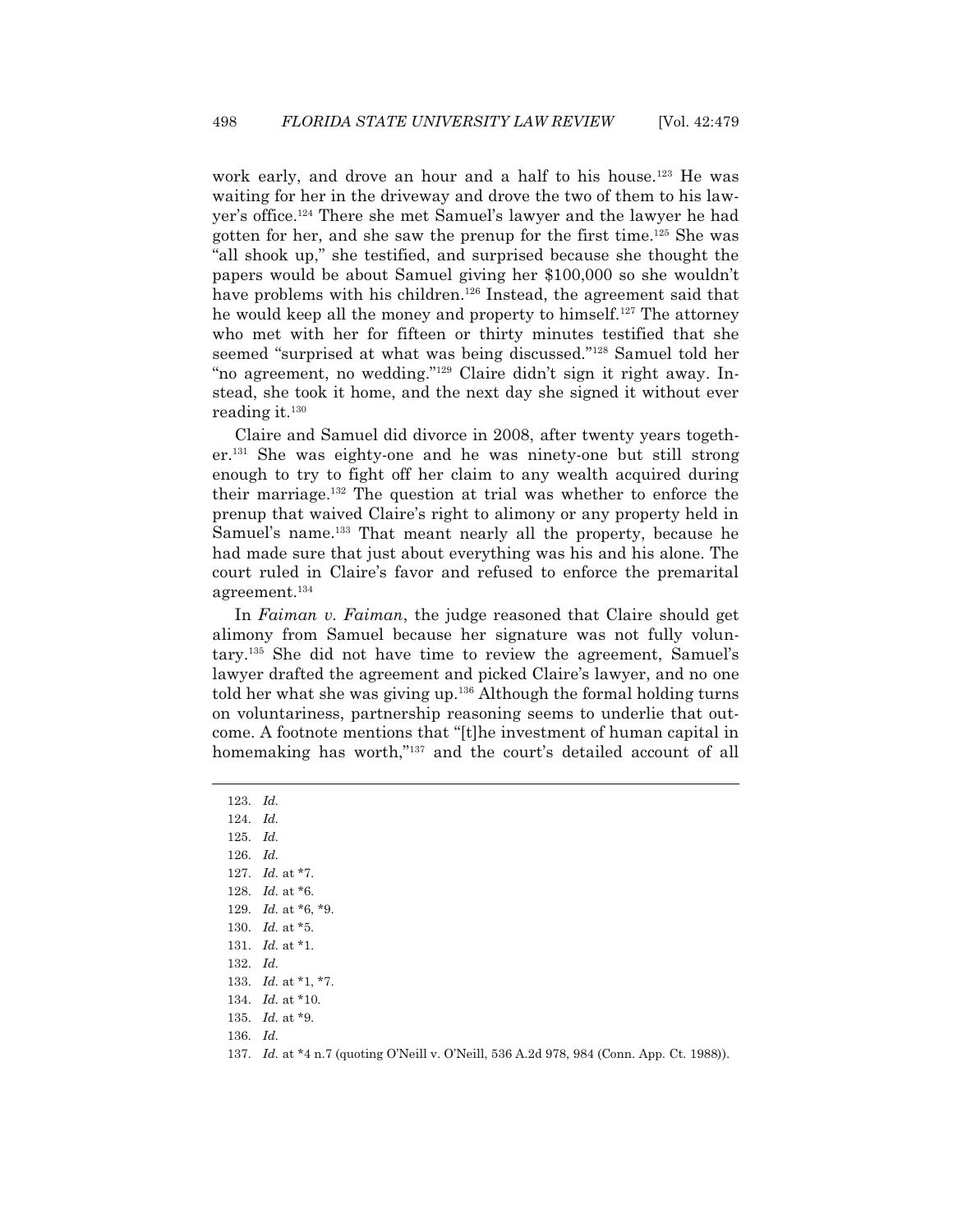work early, and drove an hour and a half to his house.[123] He was waiting for her in the driveway and drove the two of them to his lawyer's office.[124] There she met Samuel's lawyer and the lawyer he had gotten for her, and she saw the prenup for the first time.[125] She was "all shook up," she testified, and surprised because she thought the papers would be about Samuel giving her $100,000 so she wouldn't have problems with his children.[126] Instead, the agreement said that he would keep all the money and property to himself.[127] The attorney who met with her for fifteen or thirty minutes testified that she seemed "surprised at what was being discussed."[128] Samuel told her "no agreement, no wedding."[129] Claire didn't sign it right away. Instead, she took it home, and the next day she signed it without ever reading it.[130]

Claire and Samuel did divorce in 2008, after twenty years together.[131] She was eighty-one and he was ninety-one but still strong enough to try to fight off her claim to any wealth acquired during their marriage.[132] The question at trial was whether to enforce the prenup that waived Claire's right to alimony or any property held in Samuel's name.[133] That meant nearly all the property, because he had made sure that just about everything was his and his alone. The court ruled in Claire's favor and refused to enforce the premarital agreement.[134]

In *Faiman v. Faiman*, the judge reasoned that Claire should get alimony from Samuel because her signature was not fully voluntary.[135] She did not have time to review the agreement, Samuel's lawyer drafted the agreement and picked Claire's lawyer, and no one told her what she was giving up.[136] Although the formal holding turns on voluntariness, partnership reasoning seems to underlie that outcome. A footnote mentions that "[t]he investment of human capital in homemaking has worth,"[137] and the court's detailed account of all

---

123. *Id.*

124. *Id.*

125. *Id.*

126. *Id.*

127. *Id.* at *7.

128. *Id.* at *6.

129. *Id.* at *6, *9.

130. *Id.* at *5.

131. *Id.* at *1.

132. *Id.*

133. *Id.* at *1, *7.

134. *Id.* at *10.

135. *Id.* at *9.

136. *Id.*

137. *Id.* at *4 n.7 (quoting O'Neill v. O'Neill, 536 A.2d 978, 984 (Conn. App. Ct. 1988)).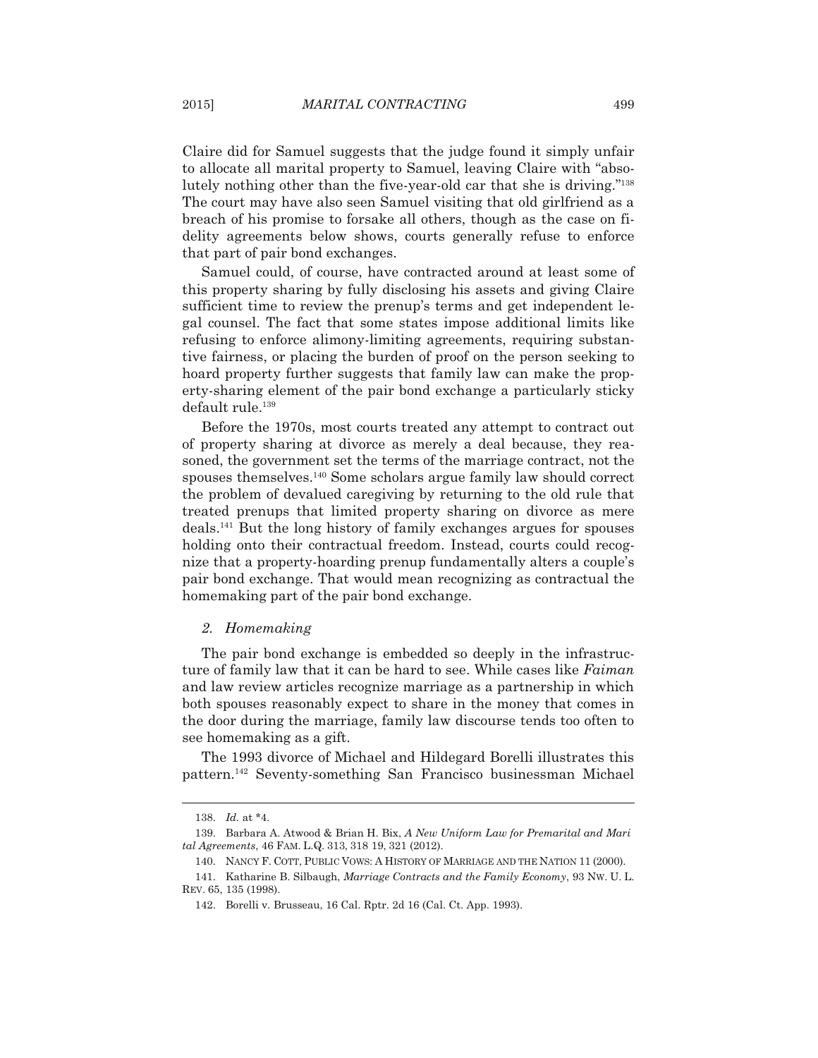Claire did for Samuel suggests that the judge found it simply unfair to allocate all marital property to Samuel, leaving Claire with "absolutely nothing other than the five-year-old car that she is driving."[138] The court may have also seen Samuel visiting that old girlfriend as a breach of his promise to forsake all others, though as the case on fidelity agreements below shows, courts generally refuse to enforce that part of pair bond exchanges.

Samuel could, of course, have contracted around at least some of this property sharing by fully disclosing his assets and giving Claire sufficient time to review the prenup's terms and get independent legal counsel. The fact that some states impose additional limits like refusing to enforce alimony-limiting agreements, requiring substantive fairness, or placing the burden of proof on the person seeking to hoard property further suggests that family law can make the property-sharing element of the pair bond exchange a particularly sticky default rule.[139]

Before the 1970s, most courts treated any attempt to contract out of property sharing at divorce as merely a deal because, they reasoned, the government set the terms of the marriage contract, not the spouses themselves.[140] Some scholars argue family law should correct the problem of devalued caregiving by returning to the old rule that treated prenups that limited property sharing on divorce as mere deals.[141] But the long history of family exchanges argues for spouses holding onto their contractual freedom. Instead, courts could recognize that a property-hoarding prenup fundamentally alters a couple's pair bond exchange. That would mean recognizing as contractual the homemaking part of the pair bond exchange.

### *2. Homemaking*

The pair bond exchange is embedded so deeply in the infrastructure of family law that it can be hard to see. While cases like *Faiman* and law review articles recognize marriage as a partnership in which both spouses reasonably expect to share in the money that comes in the door during the marriage, family law discourse tends too often to see homemaking as a gift.

The 1993 divorce of Michael and Hildegard Borelli illustrates this pattern.[142] Seventy-something San Francisco businessman Michael

---

138. *Id.* at *4.

139. Barbara A. Atwood & Brian H. Bix, *A New Uniform Law for Premarital and Marital Agreements*, 46 FAM. L.Q. 313, 318 19, 321 (2012).

140. NANCY F. COTT, PUBLIC VOWS: A HISTORY OF MARRIAGE AND THE NATION 11 (2000).

141. Katharine B. Silbaugh, *Marriage Contracts and the Family Economy*, 93 NW. U. L. REV. 65, 135 (1998).

142. Borelli v. Brusseau, 16 Cal. Rptr. 2d 16 (Cal. Ct. App. 1993).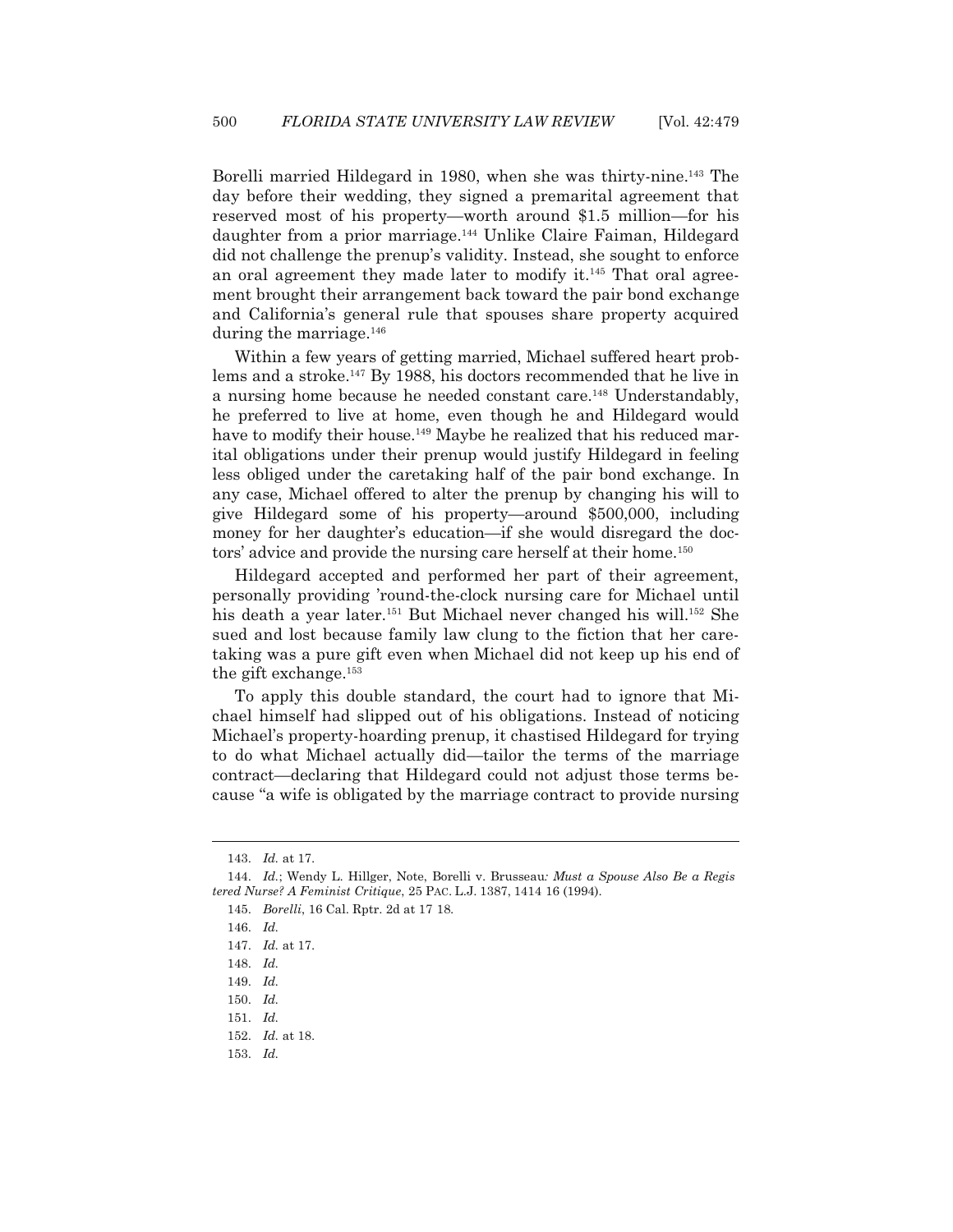Borelli married Hildegard in 1980, when she was thirty-nine.[143] The day before their wedding, they signed a premarital agreement that reserved most of his property—worth around $1.5 million—for his daughter from a prior marriage.[144] Unlike Claire Faiman, Hildegard did not challenge the prenup's validity. Instead, she sought to enforce an oral agreement they made later to modify it.[145] That oral agreement brought their arrangement back toward the pair bond exchange and California's general rule that spouses share property acquired during the marriage.[146]

Within a few years of getting married, Michael suffered heart problems and a stroke.[147] By 1988, his doctors recommended that he live in a nursing home because he needed constant care.[148] Understandably, he preferred to live at home, even though he and Hildegard would have to modify their house.[149] Maybe he realized that his reduced marital obligations under their prenup would justify Hildegard in feeling less obliged under the caretaking half of the pair bond exchange. In any case, Michael offered to alter the prenup by changing his will to give Hildegard some of his property—around $500,000, including money for her daughter's education—if she would disregard the doctors' advice and provide the nursing care herself at their home.[150]

Hildegard accepted and performed her part of their agreement, personally providing 'round-the-clock nursing care for Michael until his death a year later.[151] But Michael never changed his will.[152] She sued and lost because family law clung to the fiction that her caretaking was a pure gift even when Michael did not keep up his end of the gift exchange.[153]

To apply this double standard, the court had to ignore that Michael himself had slipped out of his obligations. Instead of noticing Michael's property-hoarding prenup, it chastised Hildegard for trying to do what Michael actually did—tailor the terms of the marriage contract—declaring that Hildegard could not adjust those terms because "a wife is obligated by the marriage contract to provide nursing

---

143. *Id.* at 17.

144. *Id.*; Wendy L. Hillger, Note, Borelli v. Brusseau*: Must a Spouse Also Be a Registered Nurse? A Feminist Critique*, 25 PAC. L.J. 1387, 1414 16 (1994).

145. *Borelli*, 16 Cal. Rptr. 2d at 17 18.

146. *Id.*

147. *Id.* at 17.

148. *Id.*

149. *Id.*

150. *Id.*

151. *Id.*

152. *Id.* at 18.

153. *Id.*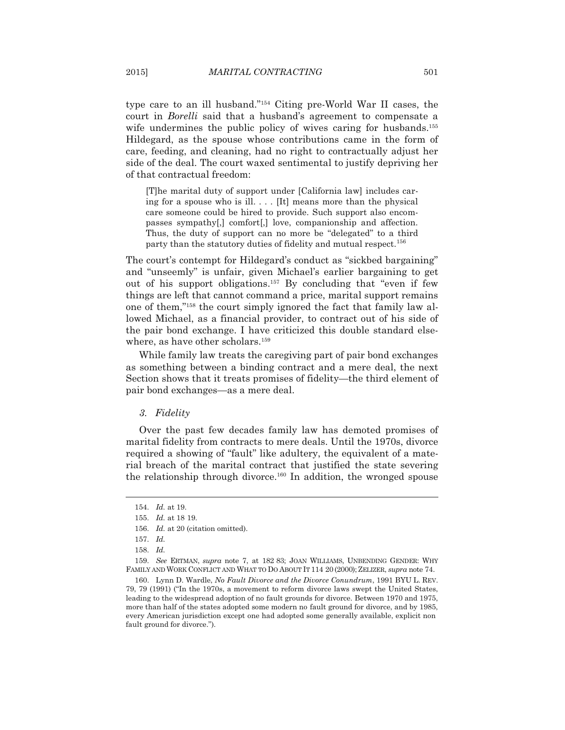type care to an ill husband."[154] Citing pre-World War II cases, the court in *Borelli* said that a husband's agreement to compensate a wife undermines the public policy of wives caring for husbands.[155] Hildegard, as the spouse whose contributions came in the form of care, feeding, and cleaning, had no right to contractually adjust her side of the deal. The court waxed sentimental to justify depriving her of that contractual freedom:

> [T]he marital duty of support under [California law] includes caring for a spouse who is ill. . . . [It] means more than the physical care someone could be hired to provide. Such support also encompasses sympathy[,] comfort[,] love, companionship and affection. Thus, the duty of support can no more be "delegated" to a third party than the statutory duties of fidelity and mutual respect.[156]

The court's contempt for Hildegard's conduct as "sickbed bargaining" and "unseemly" is unfair, given Michael's earlier bargaining to get out of his support obligations.[157] By concluding that "even if few things are left that cannot command a price, marital support remains one of them,"[158] the court simply ignored the fact that family law allowed Michael, as a financial provider, to contract out of his side of the pair bond exchange. I have criticized this double standard elsewhere, as have other scholars.[159]

While family law treats the caregiving part of pair bond exchanges as something between a binding contract and a mere deal, the next Section shows that it treats promises of fidelity—the third element of pair bond exchanges—as a mere deal.

### *3. Fidelity*

Over the past few decades family law has demoted promises of marital fidelity from contracts to mere deals. Until the 1970s, divorce required a showing of "fault" like adultery, the equivalent of a material breach of the marital contract that justified the state severing the relationship through divorce.[160] In addition, the wronged spouse

---

154. *Id.* at 19.

155. *Id.* at 18 19.

156. *Id.* at 20 (citation omitted).

157. *Id.*

158. *Id.*

159. *See* ERTMAN, *supra* note 7, at 182 83; JOAN WILLIAMS, UNBENDING GENDER: WHY FAMILY AND WORK CONFLICT AND WHAT TO DO ABOUT IT 114 20 (2000); ZELIZER, *supra* note 74.

160. Lynn D. Wardle, *No Fault Divorce and the Divorce Conundrum*, 1991 BYU L. REV. 79, 79 (1991) ("In the 1970s, a movement to reform divorce laws swept the United States, leading to the widespread adoption of no fault grounds for divorce. Between 1970 and 1975, more than half of the states adopted some modern no fault ground for divorce, and by 1985, every American jurisdiction except one had adopted some generally available, explicit non fault ground for divorce.").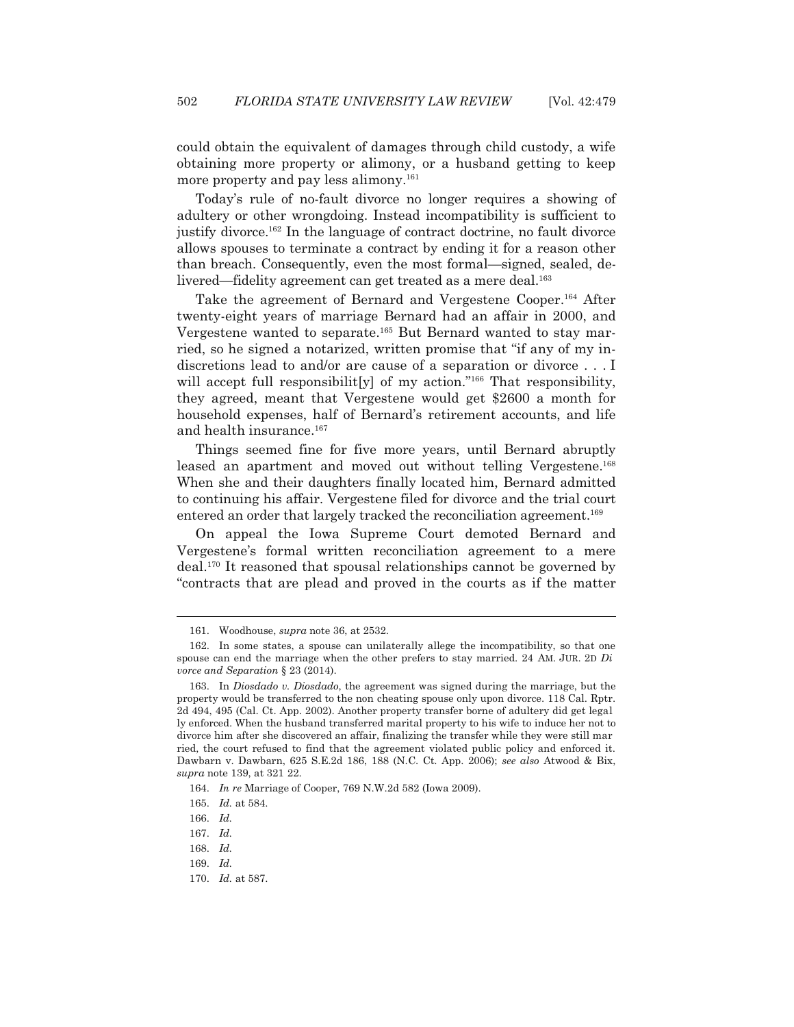could obtain the equivalent of damages through child custody, a wife obtaining more property or alimony, or a husband getting to keep more property and pay less alimony.[161]

Today's rule of no-fault divorce no longer requires a showing of adultery or other wrongdoing. Instead incompatibility is sufficient to justify divorce.[162] In the language of contract doctrine, no fault divorce allows spouses to terminate a contract by ending it for a reason other than breach. Consequently, even the most formal—signed, sealed, delivered—fidelity agreement can get treated as a mere deal.[163]

Take the agreement of Bernard and Vergestene Cooper.[164] After twenty-eight years of marriage Bernard had an affair in 2000, and Vergestene wanted to separate.[165] But Bernard wanted to stay married, so he signed a notarized, written promise that "if any of my indiscretions lead to and/or are cause of a separation or divorce . . . I will accept full responsibilit[y] of my action."[166] That responsibility, they agreed, meant that Vergestene would get $2600 a month for household expenses, half of Bernard's retirement accounts, and life and health insurance.[167]

Things seemed fine for five more years, until Bernard abruptly leased an apartment and moved out without telling Vergestene.[168] When she and their daughters finally located him, Bernard admitted to continuing his affair. Vergestene filed for divorce and the trial court entered an order that largely tracked the reconciliation agreement.[169]

On appeal the Iowa Supreme Court demoted Bernard and Vergestene's formal written reconciliation agreement to a mere deal.[170] It reasoned that spousal relationships cannot be governed by "contracts that are plead and proved in the courts as if the matter

---

161. Woodhouse, *supra* note 36, at 2532.

162. In some states, a spouse can unilaterally allege the incompatibility, so that one spouse can end the marriage when the other prefers to stay married. 24 AM. JUR. 2D *Divorce and Separation* § 23 (2014).

163. In *Diosdado v. Diosdado*, the agreement was signed during the marriage, but the property would be transferred to the non cheating spouse only upon divorce. 118 Cal. Rptr. 2d 494, 495 (Cal. Ct. App. 2002). Another property transfer borne of adultery did get legally enforced. When the husband transferred marital property to his wife to induce her not to divorce him after she discovered an affair, finalizing the transfer while they were still married, the court refused to find that the agreement violated public policy and enforced it. Dawbarn v. Dawbarn, 625 S.E.2d 186, 188 (N.C. Ct. App. 2006); *see also* Atwood & Bix, *supra* note 139, at 321 22.

164. *In re* Marriage of Cooper, 769 N.W.2d 582 (Iowa 2009).

165. *Id.* at 584.

166. *Id.*

167. *Id.*

168. *Id.*

169. *Id.*

170. *Id.* at 587.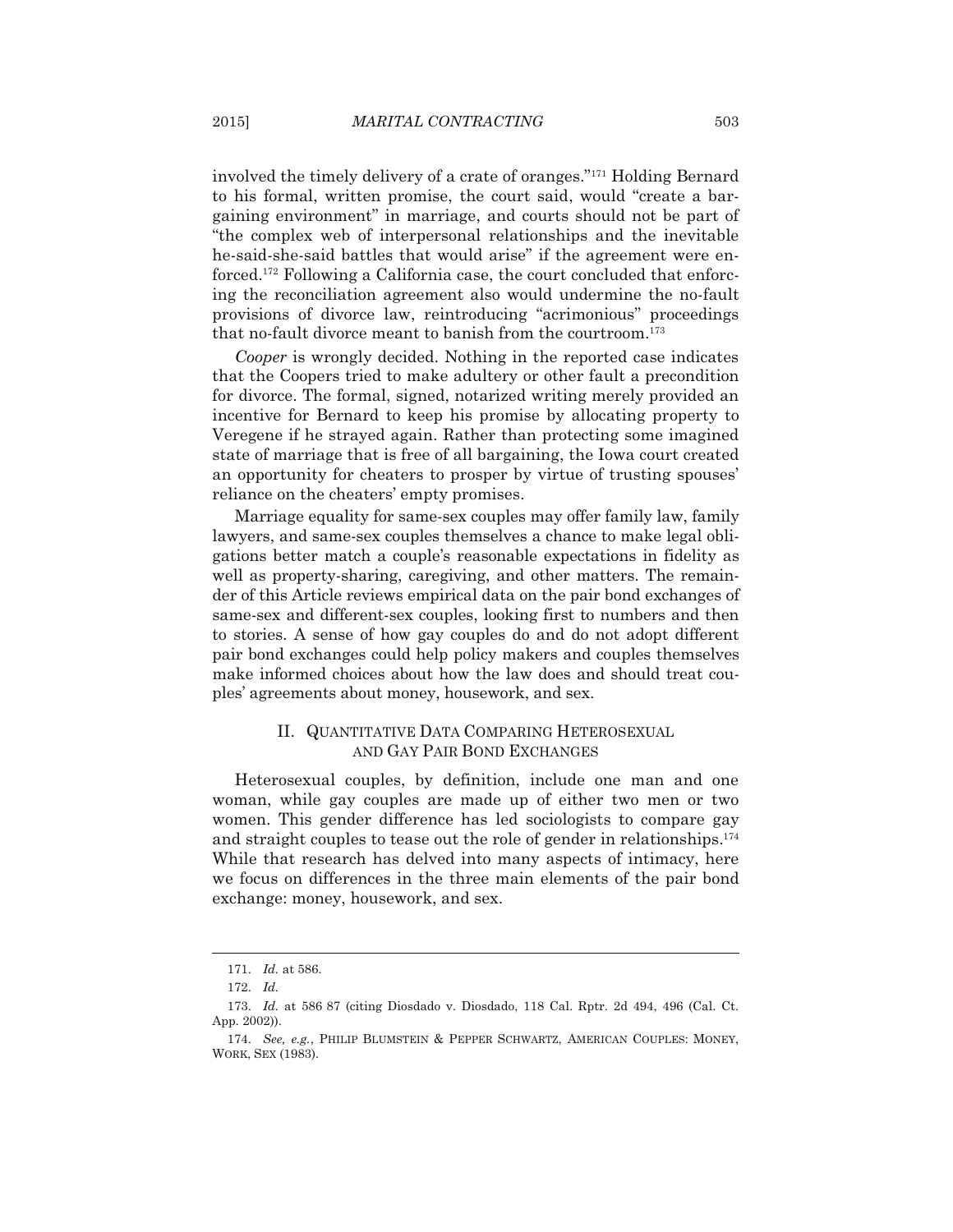involved the timely delivery of a crate of oranges."[171] Holding Bernard to his formal, written promise, the court said, would "create a bargaining environment" in marriage, and courts should not be part of "the complex web of interpersonal relationships and the inevitable he-said-she-said battles that would arise" if the agreement were enforced.[172] Following a California case, the court concluded that enforcing the reconciliation agreement also would undermine the no-fault provisions of divorce law, reintroducing "acrimonious" proceedings that no-fault divorce meant to banish from the courtroom.[173]

*Cooper* is wrongly decided. Nothing in the reported case indicates that the Coopers tried to make adultery or other fault a precondition for divorce. The formal, signed, notarized writing merely provided an incentive for Bernard to keep his promise by allocating property to Veregene if he strayed again. Rather than protecting some imagined state of marriage that is free of all bargaining, the Iowa court created an opportunity for cheaters to prosper by virtue of trusting spouses' reliance on the cheaters' empty promises.

Marriage equality for same-sex couples may offer family law, family lawyers, and same-sex couples themselves a chance to make legal obligations better match a couple's reasonable expectations in fidelity as well as property-sharing, caregiving, and other matters. The remainder of this Article reviews empirical data on the pair bond exchanges of same-sex and different-sex couples, looking first to numbers and then to stories. A sense of how gay couples do and do not adopt different pair bond exchanges could help policy makers and couples themselves make informed choices about how the law does and should treat couples' agreements about money, housework, and sex.

## II. QUANTITATIVE DATA COMPARING HETEROSEXUAL AND GAY PAIR BOND EXCHANGES

Heterosexual couples, by definition, include one man and one woman, while gay couples are made up of either two men or two women. This gender difference has led sociologists to compare gay and straight couples to tease out the role of gender in relationships.[174] While that research has delved into many aspects of intimacy, here we focus on differences in the three main elements of the pair bond exchange: money, housework, and sex.

---

171. *Id.* at 586.

172. *Id.*

173. *Id.* at 586 87 (citing Diosdado v. Diosdado, 118 Cal. Rptr. 2d 494, 496 (Cal. Ct. App. 2002)).

174. *See, e.g.*, PHILIP BLUMSTEIN & PEPPER SCHWARTZ, AMERICAN COUPLES: MONEY, WORK, SEX (1983).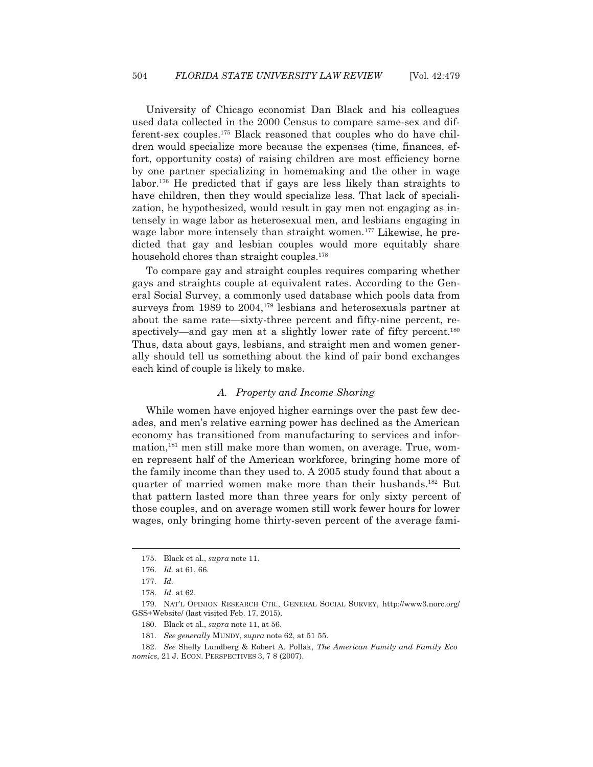University of Chicago economist Dan Black and his colleagues used data collected in the 2000 Census to compare same-sex and different-sex couples.[175] Black reasoned that couples who do have children would specialize more because the expenses (time, finances, effort, opportunity costs) of raising children are most efficiency borne by one partner specializing in homemaking and the other in wage labor.[176] He predicted that if gays are less likely than straights to have children, then they would specialize less. That lack of specialization, he hypothesized, would result in gay men not engaging as intensely in wage labor as heterosexual men, and lesbians engaging in wage labor more intensely than straight women.[177] Likewise, he predicted that gay and lesbian couples would more equitably share household chores than straight couples.[178]

To compare gay and straight couples requires comparing whether gays and straights couple at equivalent rates. According to the General Social Survey, a commonly used database which pools data from surveys from 1989 to 2004,[179] lesbians and heterosexuals partner at about the same rate—sixty-three percent and fifty-nine percent, respectively—and gay men at a slightly lower rate of fifty percent.[180] Thus, data about gays, lesbians, and straight men and women generally should tell us something about the kind of pair bond exchanges each kind of couple is likely to make.

### *A. Property and Income Sharing*

While women have enjoyed higher earnings over the past few decades, and men's relative earning power has declined as the American economy has transitioned from manufacturing to services and information,[181] men still make more than women, on average. True, women represent half of the American workforce, bringing home more of the family income than they used to. A 2005 study found that about a quarter of married women make more than their husbands.[182] But that pattern lasted more than three years for only sixty percent of those couples, and on average women still work fewer hours for lower wages, only bringing home thirty-seven percent of the average fami-

---

175. Black et al., *supra* note 11.

176. *Id.* at 61, 66.

177. *Id.*

178. *Id.* at 62.

179. NAT'L OPINION RESEARCH CTR., GENERAL SOCIAL SURVEY, http://www3.norc.org/GSS+Website/ (last visited Feb. 17, 2015).

180. Black et al., *supra* note 11, at 56.

181. *See generally* MUNDY, *supra* note 62, at 51 55.

182. *See* Shelly Lundberg & Robert A. Pollak, *The American Family and Family Economics*, 21 J. ECON. PERSPECTIVES 3, 7 8 (2007).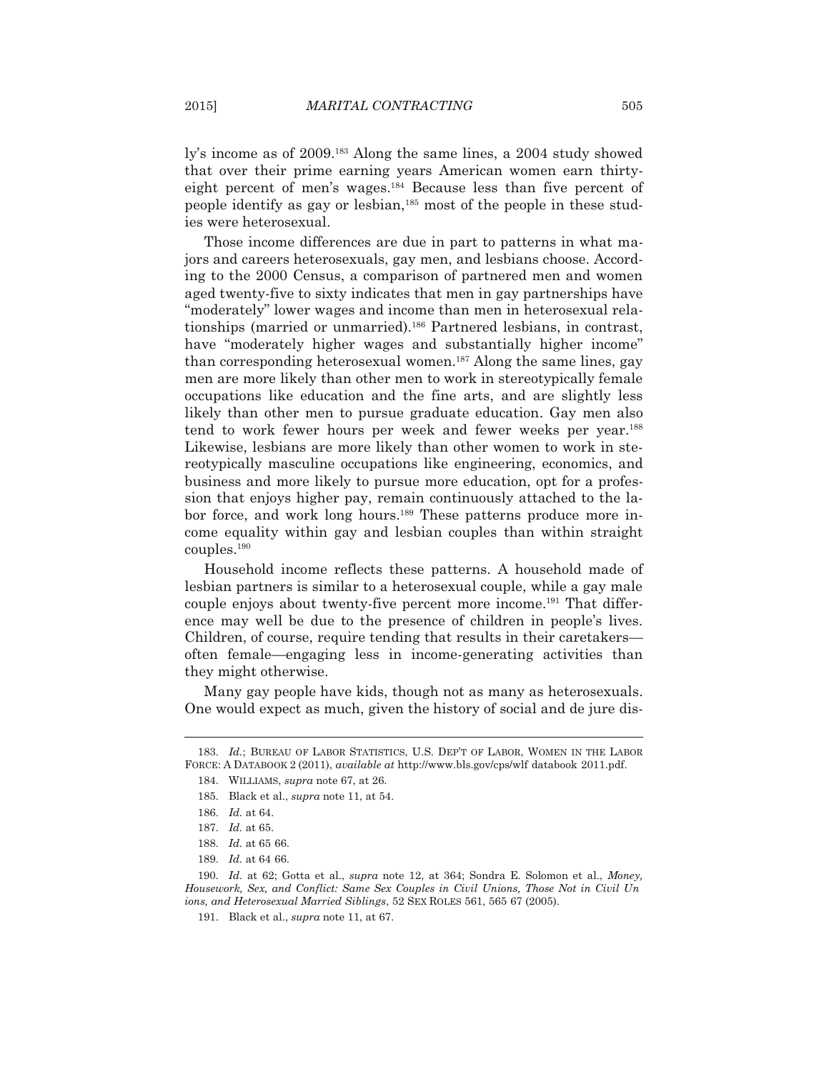ly's income as of 2009.[183] Along the same lines, a 2004 study showed that over their prime earning years American women earn thirty-eight percent of men's wages.[184] Because less than five percent of people identify as gay or lesbian,[185] most of the people in these studies were heterosexual.

Those income differences are due in part to patterns in what majors and careers heterosexuals, gay men, and lesbians choose. According to the 2000 Census, a comparison of partnered men and women aged twenty-five to sixty indicates that men in gay partnerships have "moderately" lower wages and income than men in heterosexual relationships (married or unmarried).[186] Partnered lesbians, in contrast, have "moderately higher wages and substantially higher income" than corresponding heterosexual women.[187] Along the same lines, gay men are more likely than other men to work in stereotypically female occupations like education and the fine arts, and are slightly less likely than other men to pursue graduate education. Gay men also tend to work fewer hours per week and fewer weeks per year.[188] Likewise, lesbians are more likely than other women to work in stereotypically masculine occupations like engineering, economics, and business and more likely to pursue more education, opt for a profession that enjoys higher pay, remain continuously attached to the labor force, and work long hours.[189] These patterns produce more income equality within gay and lesbian couples than within straight couples.[190]

Household income reflects these patterns. A household made of lesbian partners is similar to a heterosexual couple, while a gay male couple enjoys about twenty-five percent more income.[191] That difference may well be due to the presence of children in people's lives. Children, of course, require tending that results in their caretakers—often female—engaging less in income-generating activities than they might otherwise.

Many gay people have kids, though not as many as heterosexuals. One would expect as much, given the history of social and de jure dis-

---

183. *Id.*; BUREAU OF LABOR STATISTICS, U.S. DEP'T OF LABOR, WOMEN IN THE LABOR FORCE: A DATABOOK 2 (2011), *available at* http://www.bls.gov/cps/wlf databook 2011.pdf.

184. WILLIAMS, *supra* note 67, at 26.

185. Black et al., *supra* note 11, at 54.

186. *Id.* at 64.

187. *Id.* at 65.

188. *Id.* at 65 66.

189. *Id.* at 64 66.

190. *Id.* at 62; Gotta et al., *supra* note 12, at 364; Sondra E. Solomon et al., *Money, Housework, Sex, and Conflict: Same Sex Couples in Civil Unions, Those Not in Civil Unions, and Heterosexual Married Siblings*, 52 SEX ROLES 561, 565 67 (2005).

191. Black et al., *supra* note 11, at 67.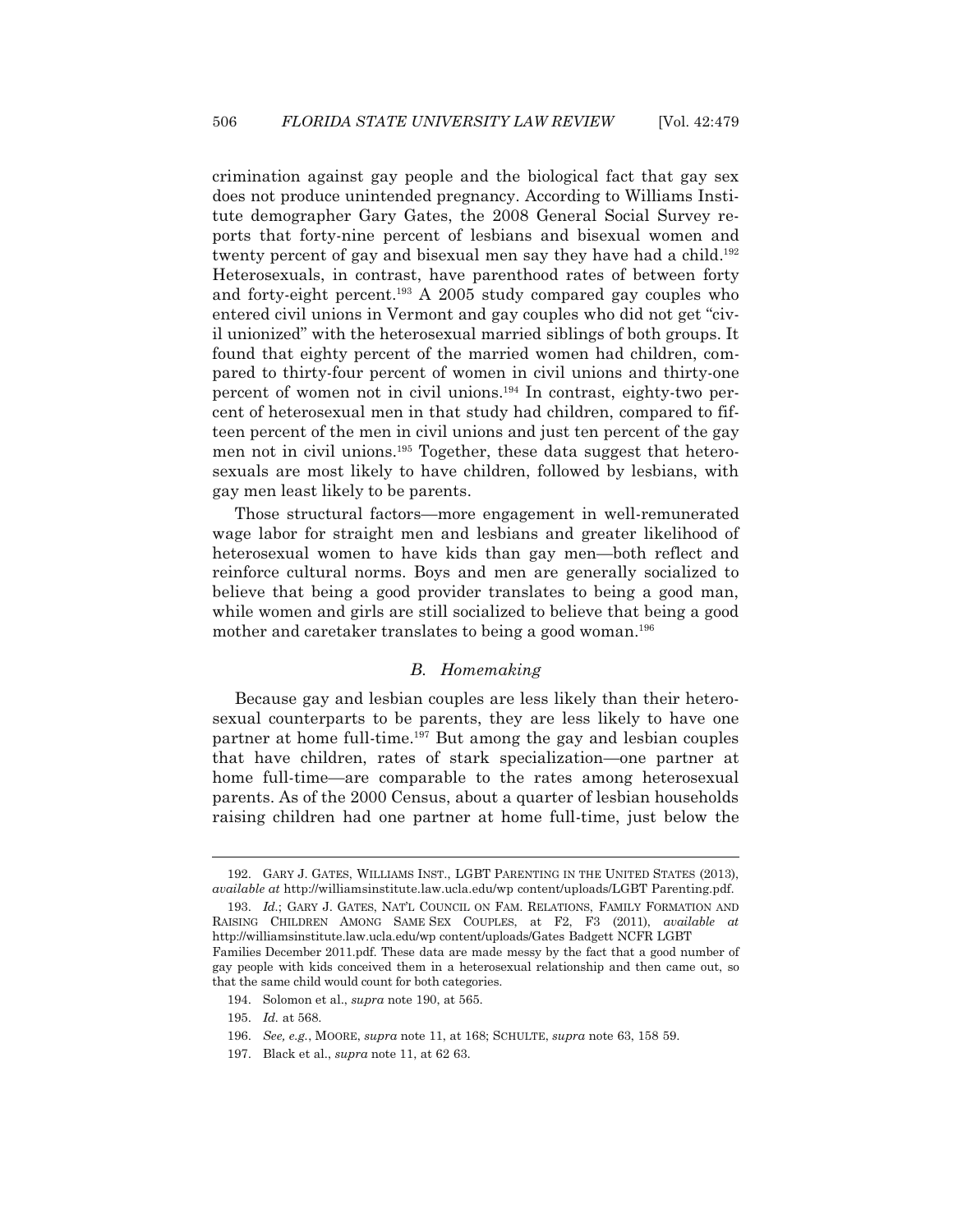crimination against gay people and the biological fact that gay sex does not produce unintended pregnancy. According to Williams Institute demographer Gary Gates, the 2008 General Social Survey reports that forty-nine percent of lesbians and bisexual women and twenty percent of gay and bisexual men say they have had a child.[192] Heterosexuals, in contrast, have parenthood rates of between forty and forty-eight percent.[193] A 2005 study compared gay couples who entered civil unions in Vermont and gay couples who did not get "civil unionized" with the heterosexual married siblings of both groups. It found that eighty percent of the married women had children, compared to thirty-four percent of women in civil unions and thirty-one percent of women not in civil unions.[194] In contrast, eighty-two percent of heterosexual men in that study had children, compared to fifteen percent of the men in civil unions and just ten percent of the gay men not in civil unions.[195] Together, these data suggest that heterosexuals are most likely to have children, followed by lesbians, with gay men least likely to be parents.

Those structural factors—more engagement in well-remunerated wage labor for straight men and lesbians and greater likelihood of heterosexual women to have kids than gay men—both reflect and reinforce cultural norms. Boys and men are generally socialized to believe that being a good provider translates to being a good man, while women and girls are still socialized to believe that being a good mother and caretaker translates to being a good woman.[196]

### *B. Homemaking*

Because gay and lesbian couples are less likely than their heterosexual counterparts to be parents, they are less likely to have one partner at home full-time.[197] But among the gay and lesbian couples that have children, rates of stark specialization—one partner at home full-time—are comparable to the rates among heterosexual parents. As of the 2000 Census, about a quarter of lesbian households raising children had one partner at home full-time, just below the

---

192. GARY J. GATES, WILLIAMS INST., LGBT PARENTING IN THE UNITED STATES (2013), *available at* http://williamsinstitute.law.ucla.edu/wp content/uploads/LGBT Parenting.pdf.

193. *Id.*; GARY J. GATES, NAT'L COUNCIL ON FAM. RELATIONS, FAMILY FORMATION AND RAISING CHILDREN AMONG SAME SEX COUPLES, at F2, F3 (2011), *available at* http://williamsinstitute.law.ucla.edu/wp content/uploads/Gates Badgett NCFR LGBT Families December 2011.pdf. These data are made messy by the fact that a good number of gay people with kids conceived them in a heterosexual relationship and then came out, so that the same child would count for both categories.

194. Solomon et al., *supra* note 190, at 565.

195. *Id.* at 568.

196. *See, e.g.*, MOORE, *supra* note 11, at 168; SCHULTE, *supra* note 63, 158 59.

197. Black et al., *supra* note 11, at 62 63.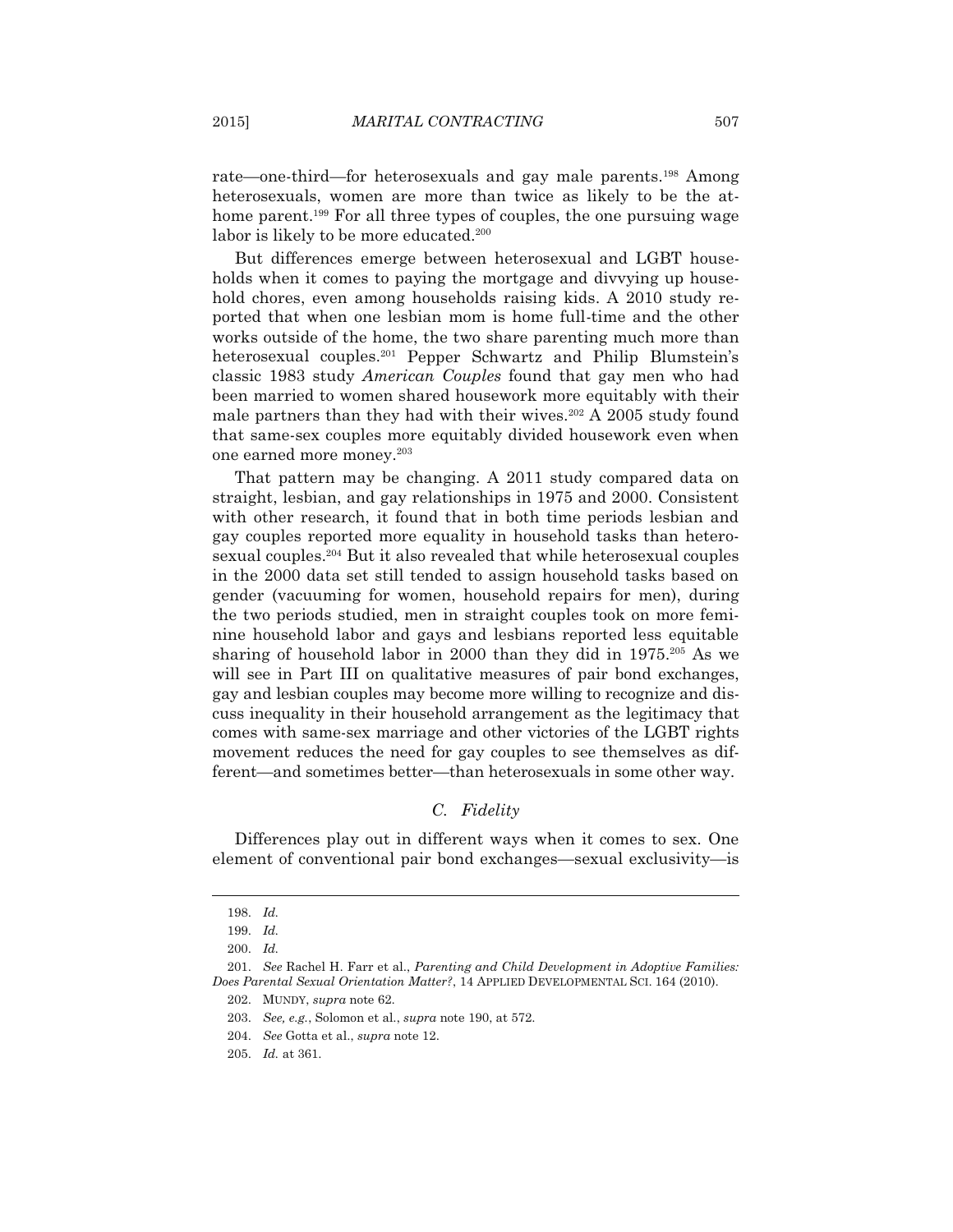rate—one-third—for heterosexuals and gay male parents.[198] Among heterosexuals, women are more than twice as likely to be the at-home parent.[199] For all three types of couples, the one pursuing wage labor is likely to be more educated.[200]

But differences emerge between heterosexual and LGBT households when it comes to paying the mortgage and divvying up household chores, even among households raising kids. A 2010 study reported that when one lesbian mom is home full-time and the other works outside of the home, the two share parenting much more than heterosexual couples.[201] Pepper Schwartz and Philip Blumstein's classic 1983 study *American Couples* found that gay men who had been married to women shared housework more equitably with their male partners than they had with their wives.[202] A 2005 study found that same-sex couples more equitably divided housework even when one earned more money.[203]

That pattern may be changing. A 2011 study compared data on straight, lesbian, and gay relationships in 1975 and 2000. Consistent with other research, it found that in both time periods lesbian and gay couples reported more equality in household tasks than heterosexual couples.[204] But it also revealed that while heterosexual couples in the 2000 data set still tended to assign household tasks based on gender (vacuuming for women, household repairs for men), during the two periods studied, men in straight couples took on more feminine household labor and gays and lesbians reported less equitable sharing of household labor in 2000 than they did in 1975.[205] As we will see in Part III on qualitative measures of pair bond exchanges, gay and lesbian couples may become more willing to recognize and discuss inequality in their household arrangement as the legitimacy that comes with same-sex marriage and other victories of the LGBT rights movement reduces the need for gay couples to see themselves as different—and sometimes better—than heterosexuals in some other way.

### *C. Fidelity*

Differences play out in different ways when it comes to sex. One element of conventional pair bond exchanges—sexual exclusivity—is

---

198. *Id.*

199. *Id.*

200. *Id.*

201. *See* Rachel H. Farr et al., *Parenting and Child Development in Adoptive Families: Does Parental Sexual Orientation Matter?*, 14 APPLIED DEVELOPMENTAL SCI. 164 (2010).

202. MUNDY, *supra* note 62.

203. *See, e.g.*, Solomon et al., *supra* note 190, at 572.

204. *See* Gotta et al., *supra* note 12.

205. *Id.* at 361.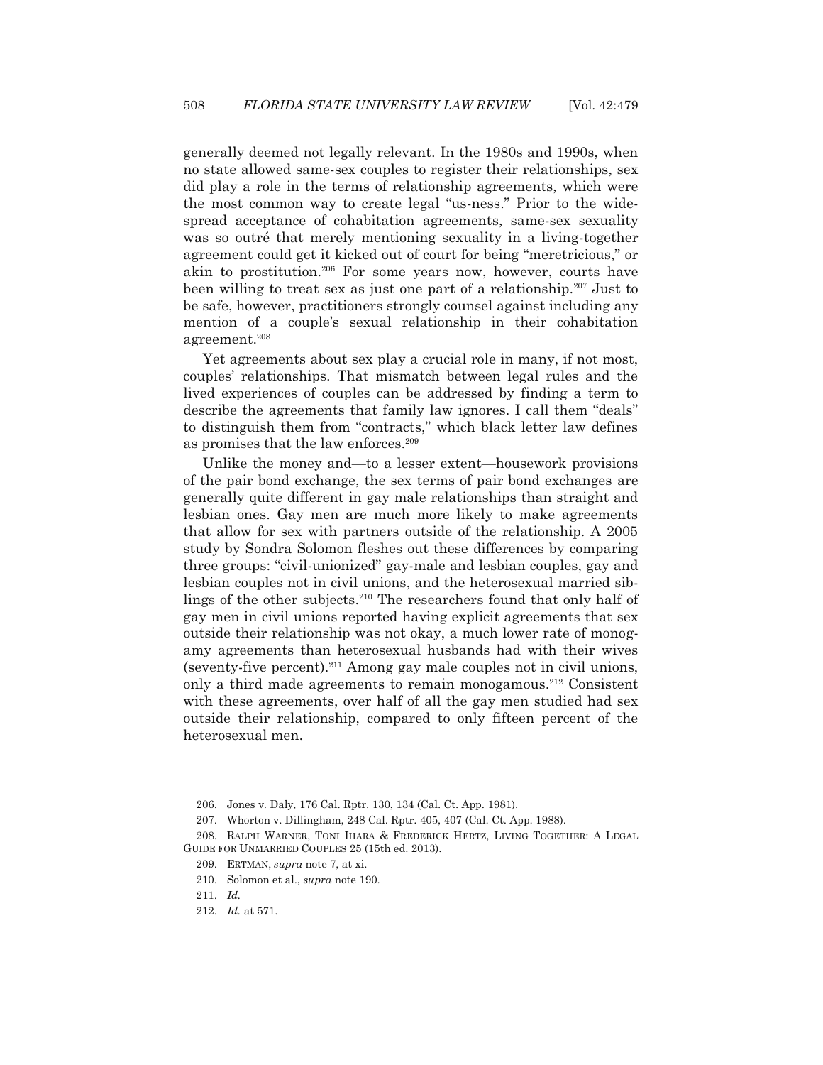generally deemed not legally relevant. In the 1980s and 1990s, when no state allowed same-sex couples to register their relationships, sex did play a role in the terms of relationship agreements, which were the most common way to create legal "us-ness." Prior to the widespread acceptance of cohabitation agreements, same-sex sexuality was so outré that merely mentioning sexuality in a living-together agreement could get it kicked out of court for being "meretricious," or akin to prostitution.[206] For some years now, however, courts have been willing to treat sex as just one part of a relationship.[207] Just to be safe, however, practitioners strongly counsel against including any mention of a couple's sexual relationship in their cohabitation agreement.[208]

Yet agreements about sex play a crucial role in many, if not most, couples' relationships. That mismatch between legal rules and the lived experiences of couples can be addressed by finding a term to describe the agreements that family law ignores. I call them "deals" to distinguish them from "contracts," which black letter law defines as promises that the law enforces.[209]

Unlike the money and—to a lesser extent—housework provisions of the pair bond exchange, the sex terms of pair bond exchanges are generally quite different in gay male relationships than straight and lesbian ones. Gay men are much more likely to make agreements that allow for sex with partners outside of the relationship. A 2005 study by Sondra Solomon fleshes out these differences by comparing three groups: "civil-unionized" gay-male and lesbian couples, gay and lesbian couples not in civil unions, and the heterosexual married siblings of the other subjects.[210] The researchers found that only half of gay men in civil unions reported having explicit agreements that sex outside their relationship was not okay, a much lower rate of monogamy agreements than heterosexual husbands had with their wives (seventy-five percent).[211] Among gay male couples not in civil unions, only a third made agreements to remain monogamous.[212] Consistent with these agreements, over half of all the gay men studied had sex outside their relationship, compared to only fifteen percent of the heterosexual men.

---

206. Jones v. Daly, 176 Cal. Rptr. 130, 134 (Cal. Ct. App. 1981).

207. Whorton v. Dillingham, 248 Cal. Rptr. 405, 407 (Cal. Ct. App. 1988).

208. RALPH WARNER, TONI IHARA & FREDERICK HERTZ, LIVING TOGETHER: A LEGAL GUIDE FOR UNMARRIED COUPLES 25 (15th ed. 2013).

209. ERTMAN, *supra* note 7, at xi.

210. Solomon et al., *supra* note 190.

211. *Id.*

212. *Id.* at 571.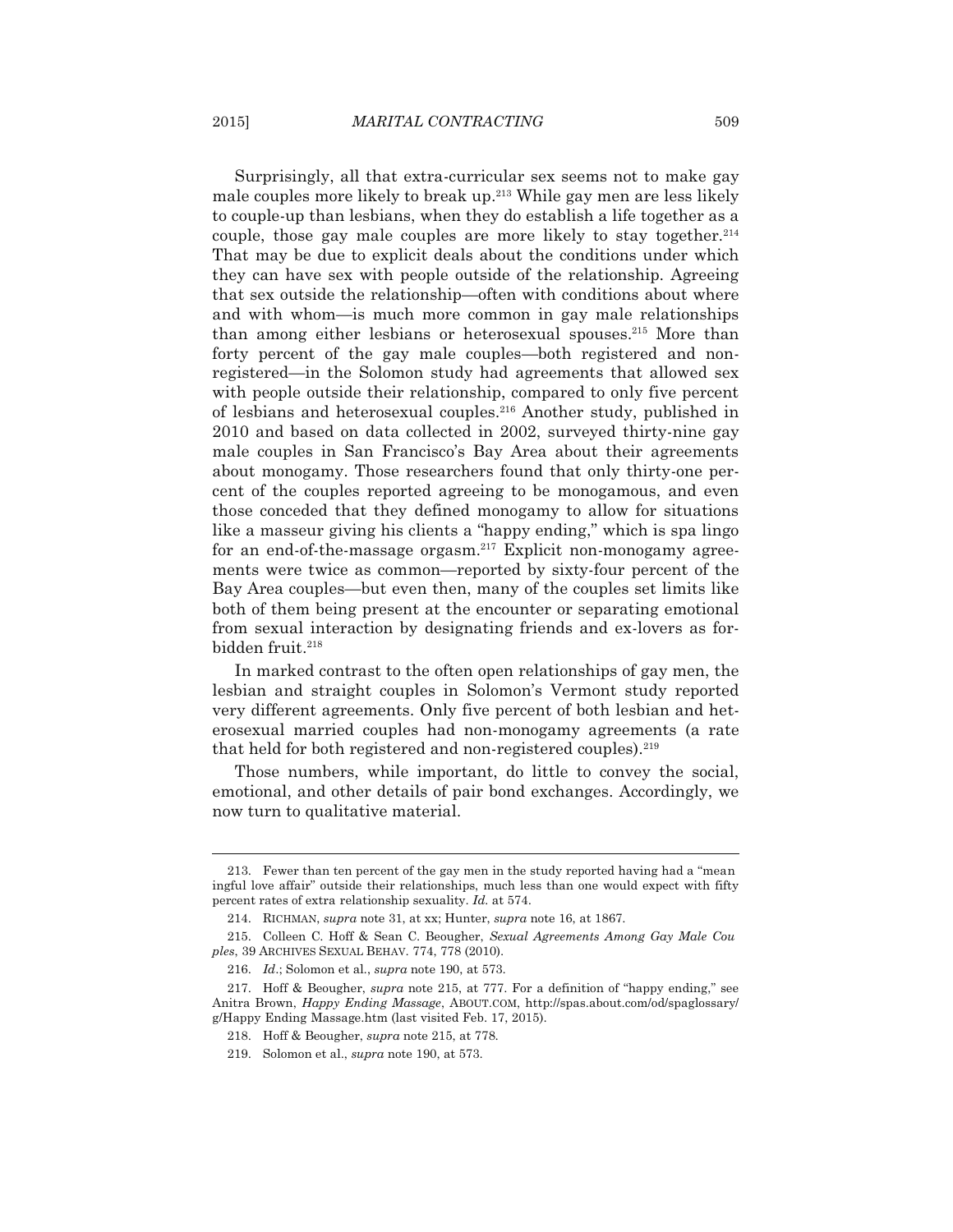Surprisingly, all that extra-curricular sex seems not to make gay male couples more likely to break up.[213] While gay men are less likely to couple-up than lesbians, when they do establish a life together as a couple, those gay male couples are more likely to stay together.[214] That may be due to explicit deals about the conditions under which they can have sex with people outside of the relationship. Agreeing that sex outside the relationship—often with conditions about where and with whom—is much more common in gay male relationships than among either lesbians or heterosexual spouses.[215] More than forty percent of the gay male couples—both registered and non-registered—in the Solomon study had agreements that allowed sex with people outside their relationship, compared to only five percent of lesbians and heterosexual couples.[216] Another study, published in 2010 and based on data collected in 2002, surveyed thirty-nine gay male couples in San Francisco's Bay Area about their agreements about monogamy. Those researchers found that only thirty-one percent of the couples reported agreeing to be monogamous, and even those conceded that they defined monogamy to allow for situations like a masseur giving his clients a "happy ending," which is spa lingo for an end-of-the-massage orgasm.[217] Explicit non-monogamy agreements were twice as common—reported by sixty-four percent of the Bay Area couples—but even then, many of the couples set limits like both of them being present at the encounter or separating emotional from sexual interaction by designating friends and ex-lovers as forbidden fruit.[218]

In marked contrast to the often open relationships of gay men, the lesbian and straight couples in Solomon's Vermont study reported very different agreements. Only five percent of both lesbian and heterosexual married couples had non-monogamy agreements (a rate that held for both registered and non-registered couples).[219]

Those numbers, while important, do little to convey the social, emotional, and other details of pair bond exchanges. Accordingly, we now turn to qualitative material.

---

213. Fewer than ten percent of the gay men in the study reported having had a "meaningful love affair" outside their relationships, much less than one would expect with fifty percent rates of extra relationship sexuality. *Id.* at 574.

214. RICHMAN, *supra* note 31, at xx; Hunter, *supra* note 16, at 1867.

215. Colleen C. Hoff & Sean C. Beougher, *Sexual Agreements Among Gay Male Couples*, 39 ARCHIVES SEXUAL BEHAV. 774, 778 (2010).

216. *Id*.; Solomon et al., *supra* note 190, at 573.

217. Hoff & Beougher, *supra* note 215, at 777. For a definition of "happy ending," see Anitra Brown, *Happy Ending Massage*, ABOUT.COM, http://spas.about.com/od/spaglossary/g/Happy Ending Massage.htm (last visited Feb. 17, 2015).

218. Hoff & Beougher, *supra* note 215, at 778.

219. Solomon et al., *supra* note 190, at 573.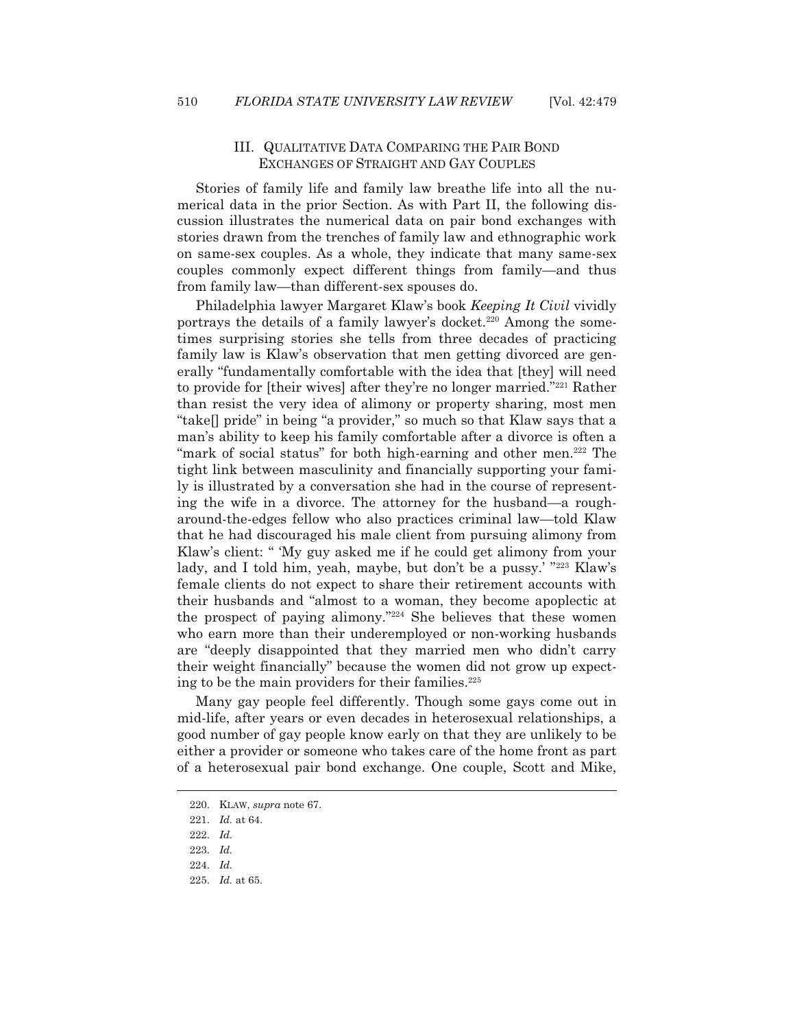## III. QUALITATIVE DATA COMPARING THE PAIR BOND EXCHANGES OF STRAIGHT AND GAY COUPLES

Stories of family life and family law breathe life into all the numerical data in the prior Section. As with Part II, the following discussion illustrates the numerical data on pair bond exchanges with stories drawn from the trenches of family law and ethnographic work on same-sex couples. As a whole, they indicate that many same-sex couples commonly expect different things from family—and thus from family law—than different-sex spouses do.

Philadelphia lawyer Margaret Klaw's book *Keeping It Civil* vividly portrays the details of a family lawyer's docket.[220] Among the sometimes surprising stories she tells from three decades of practicing family law is Klaw's observation that men getting divorced are generally "fundamentally comfortable with the idea that [they] will need to provide for [their wives] after they're no longer married."[221] Rather than resist the very idea of alimony or property sharing, most men "take[] pride" in being "a provider," so much so that Klaw says that a man's ability to keep his family comfortable after a divorce is often a "mark of social status" for both high-earning and other men.[222] The tight link between masculinity and financially supporting your family is illustrated by a conversation she had in the course of representing the wife in a divorce. The attorney for the husband—a rough-around-the-edges fellow who also practices criminal law—told Klaw that he had discouraged his male client from pursuing alimony from Klaw's client: " 'My guy asked me if he could get alimony from your lady, and I told him, yeah, maybe, but don't be a pussy.' "[223] Klaw's female clients do not expect to share their retirement accounts with their husbands and "almost to a woman, they become apoplectic at the prospect of paying alimony."[224] She believes that these women who earn more than their underemployed or non-working husbands are "deeply disappointed that they married men who didn't carry their weight financially" because the women did not grow up expecting to be the main providers for their families.[225]

Many gay people feel differently. Though some gays come out in mid-life, after years or even decades in heterosexual relationships, a good number of gay people know early on that they are unlikely to be either a provider or someone who takes care of the home front as part of a heterosexual pair bond exchange. One couple, Scott and Mike,

---

220. KLAW, *supra* note 67.

221. *Id.* at 64.

222. *Id.*

223. *Id.*

224. *Id.*

225. *Id.* at 65.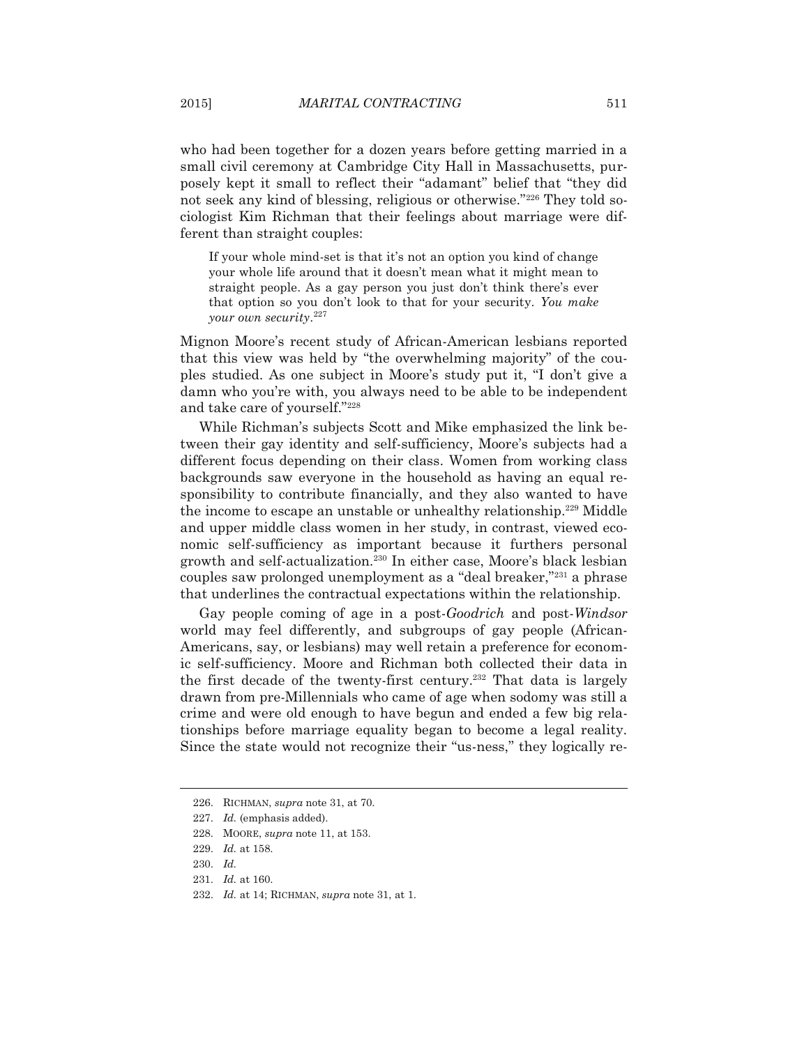who had been together for a dozen years before getting married in a small civil ceremony at Cambridge City Hall in Massachusetts, purposely kept it small to reflect their "adamant" belief that "they did not seek any kind of blessing, religious or otherwise."[226] They told sociologist Kim Richman that their feelings about marriage were different than straight couples:

> If your whole mind-set is that it's not an option you kind of change your whole life around that it doesn't mean what it might mean to straight people. As a gay person you just don't think there's ever that option so you don't look to that for your security. *You make your own security*.[227]

Mignon Moore's recent study of African-American lesbians reported that this view was held by "the overwhelming majority" of the couples studied. As one subject in Moore's study put it, "I don't give a damn who you're with, you always need to be able to be independent and take care of yourself."[228]

While Richman's subjects Scott and Mike emphasized the link between their gay identity and self-sufficiency, Moore's subjects had a different focus depending on their class. Women from working class backgrounds saw everyone in the household as having an equal responsibility to contribute financially, and they also wanted to have the income to escape an unstable or unhealthy relationship.[229] Middle and upper middle class women in her study, in contrast, viewed economic self-sufficiency as important because it furthers personal growth and self-actualization.[230] In either case, Moore's black lesbian couples saw prolonged unemployment as a "deal breaker,"[231] a phrase that underlines the contractual expectations within the relationship.

Gay people coming of age in a post-*Goodrich* and post-*Windsor* world may feel differently, and subgroups of gay people (African-Americans, say, or lesbians) may well retain a preference for economic self-sufficiency. Moore and Richman both collected their data in the first decade of the twenty-first century.[232] That data is largely drawn from pre-Millennials who came of age when sodomy was still a crime and were old enough to have begun and ended a few big relationships before marriage equality began to become a legal reality. Since the state would not recognize their "us-ness," they logically re-

---

226. RICHMAN, *supra* note 31, at 70.

227. *Id.* (emphasis added).

228. MOORE, *supra* note 11, at 153.

229. *Id.* at 158.

230. *Id.*

231. *Id.* at 160.

232. *Id.* at 14; RICHMAN, *supra* note 31, at 1.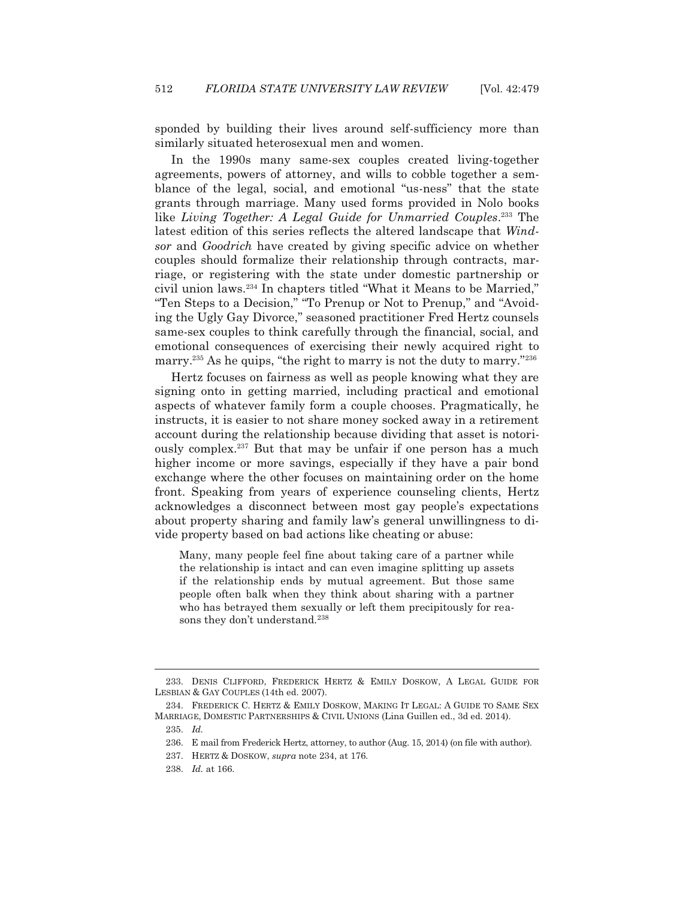sponded by building their lives around self-sufficiency more than similarly situated heterosexual men and women.

In the 1990s many same-sex couples created living-together agreements, powers of attorney, and wills to cobble together a semblance of the legal, social, and emotional "us-ness" that the state grants through marriage. Many used forms provided in Nolo books like *Living Together: A Legal Guide for Unmarried Couples*.[233] The latest edition of this series reflects the altered landscape that *Windsor* and *Goodrich* have created by giving specific advice on whether couples should formalize their relationship through contracts, marriage, or registering with the state under domestic partnership or civil union laws.[234] In chapters titled "What it Means to be Married," "Ten Steps to a Decision," "To Prenup or Not to Prenup," and "Avoiding the Ugly Gay Divorce," seasoned practitioner Fred Hertz counsels same-sex couples to think carefully through the financial, social, and emotional consequences of exercising their newly acquired right to marry.[235] As he quips, "the right to marry is not the duty to marry."[236]

Hertz focuses on fairness as well as people knowing what they are signing onto in getting married, including practical and emotional aspects of whatever family form a couple chooses. Pragmatically, he instructs, it is easier to not share money socked away in a retirement account during the relationship because dividing that asset is notoriously complex.[237] But that may be unfair if one person has a much higher income or more savings, especially if they have a pair bond exchange where the other focuses on maintaining order on the home front. Speaking from years of experience counseling clients, Hertz acknowledges a disconnect between most gay people's expectations about property sharing and family law's general unwillingness to divide property based on bad actions like cheating or abuse:

> Many, many people feel fine about taking care of a partner while the relationship is intact and can even imagine splitting up assets if the relationship ends by mutual agreement. But those same people often balk when they think about sharing with a partner who has betrayed them sexually or left them precipitously for reasons they don't understand.[238]

---

233. DENIS CLIFFORD, FREDERICK HERTZ & EMILY DOSKOW, A LEGAL GUIDE FOR LESBIAN & GAY COUPLES (14th ed. 2007).

234. FREDERICK C. HERTZ & EMILY DOSKOW, MAKING IT LEGAL: A GUIDE TO SAME SEX MARRIAGE, DOMESTIC PARTNERSHIPS & CIVIL UNIONS (Lina Guillen ed., 3d ed. 2014).

235. *Id.*

236. E mail from Frederick Hertz, attorney, to author (Aug. 15, 2014) (on file with author).

237. HERTZ & DOSKOW, *supra* note 234, at 176.

238. *Id.* at 166.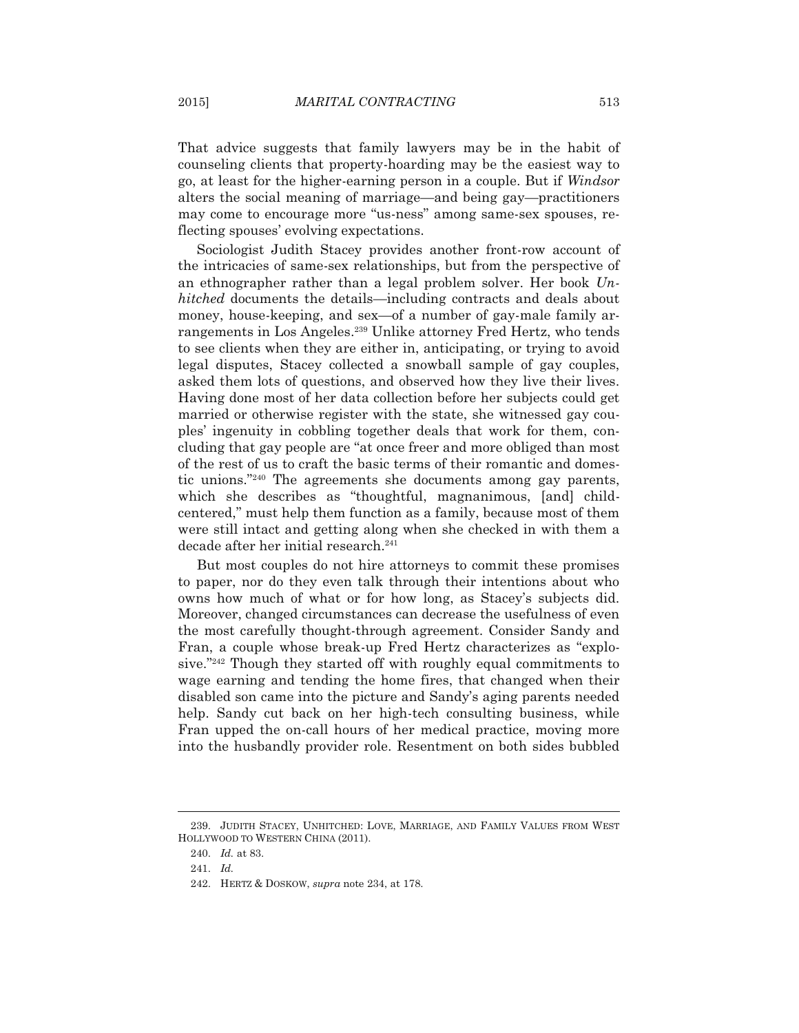That advice suggests that family lawyers may be in the habit of counseling clients that property-hoarding may be the easiest way to go, at least for the higher-earning person in a couple. But if *Windsor* alters the social meaning of marriage—and being gay—practitioners may come to encourage more "us-ness" among same-sex spouses, reflecting spouses' evolving expectations.

Sociologist Judith Stacey provides another front-row account of the intricacies of same-sex relationships, but from the perspective of an ethnographer rather than a legal problem solver. Her book *Unhitched* documents the details—including contracts and deals about money, house-keeping, and sex—of a number of gay-male family arrangements in Los Angeles.[239] Unlike attorney Fred Hertz, who tends to see clients when they are either in, anticipating, or trying to avoid legal disputes, Stacey collected a snowball sample of gay couples, asked them lots of questions, and observed how they live their lives. Having done most of her data collection before her subjects could get married or otherwise register with the state, she witnessed gay couples' ingenuity in cobbling together deals that work for them, concluding that gay people are "at once freer and more obliged than most of the rest of us to craft the basic terms of their romantic and domestic unions."[240] The agreements she documents among gay parents, which she describes as "thoughtful, magnanimous, [and] child-centered," must help them function as a family, because most of them were still intact and getting along when she checked in with them a decade after her initial research.[241]

But most couples do not hire attorneys to commit these promises to paper, nor do they even talk through their intentions about who owns how much of what or for how long, as Stacey's subjects did. Moreover, changed circumstances can decrease the usefulness of even the most carefully thought-through agreement. Consider Sandy and Fran, a couple whose break-up Fred Hertz characterizes as "explosive."[242] Though they started off with roughly equal commitments to wage earning and tending the home fires, that changed when their disabled son came into the picture and Sandy's aging parents needed help. Sandy cut back on her high-tech consulting business, while Fran upped the on-call hours of her medical practice, moving more into the husbandly provider role. Resentment on both sides bubbled

---

239. JUDITH STACEY, UNHITCHED: LOVE, MARRIAGE, AND FAMILY VALUES FROM WEST HOLLYWOOD TO WESTERN CHINA (2011).

240. *Id.* at 83.

241. *Id.*

242. HERTZ & DOSKOW, *supra* note 234, at 178.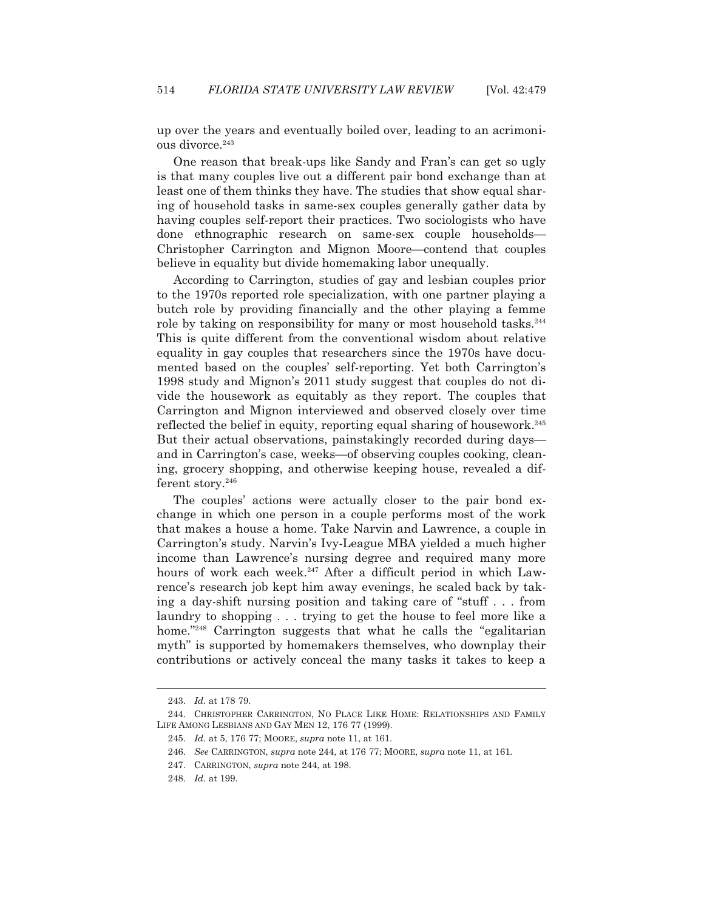up over the years and eventually boiled over, leading to an acrimonious divorce.[243]

One reason that break-ups like Sandy and Fran's can get so ugly is that many couples live out a different pair bond exchange than at least one of them thinks they have. The studies that show equal sharing of household tasks in same-sex couples generally gather data by having couples self-report their practices. Two sociologists who have done ethnographic research on same-sex couple households—Christopher Carrington and Mignon Moore—contend that couples believe in equality but divide homemaking labor unequally.

According to Carrington, studies of gay and lesbian couples prior to the 1970s reported role specialization, with one partner playing a butch role by providing financially and the other playing a femme role by taking on responsibility for many or most household tasks.[244] This is quite different from the conventional wisdom about relative equality in gay couples that researchers since the 1970s have documented based on the couples' self-reporting. Yet both Carrington's 1998 study and Mignon's 2011 study suggest that couples do not divide the housework as equitably as they report. The couples that Carrington and Mignon interviewed and observed closely over time reflected the belief in equity, reporting equal sharing of housework.[245] But their actual observations, painstakingly recorded during days—and in Carrington's case, weeks—of observing couples cooking, cleaning, grocery shopping, and otherwise keeping house, revealed a different story.[246]

The couples' actions were actually closer to the pair bond exchange in which one person in a couple performs most of the work that makes a house a home. Take Narvin and Lawrence, a couple in Carrington's study. Narvin's Ivy-League MBA yielded a much higher income than Lawrence's nursing degree and required many more hours of work each week.[247] After a difficult period in which Lawrence's research job kept him away evenings, he scaled back by taking a day-shift nursing position and taking care of "stuff . . . from laundry to shopping . . . trying to get the house to feel more like a home."[248] Carrington suggests that what he calls the "egalitarian myth" is supported by homemakers themselves, who downplay their contributions or actively conceal the many tasks it takes to keep a

---

243. *Id.* at 178 79.

244. CHRISTOPHER CARRINGTON, NO PLACE LIKE HOME: RELATIONSHIPS AND FAMILY LIFE AMONG LESBIANS AND GAY MEN 12, 176 77 (1999).

245. *Id.* at 5, 176 77; MOORE, *supra* note 11, at 161.

246. *See* CARRINGTON, *supra* note 244, at 176 77; MOORE, *supra* note 11, at 161.

247. CARRINGTON, *supra* note 244, at 198.

248. *Id.* at 199.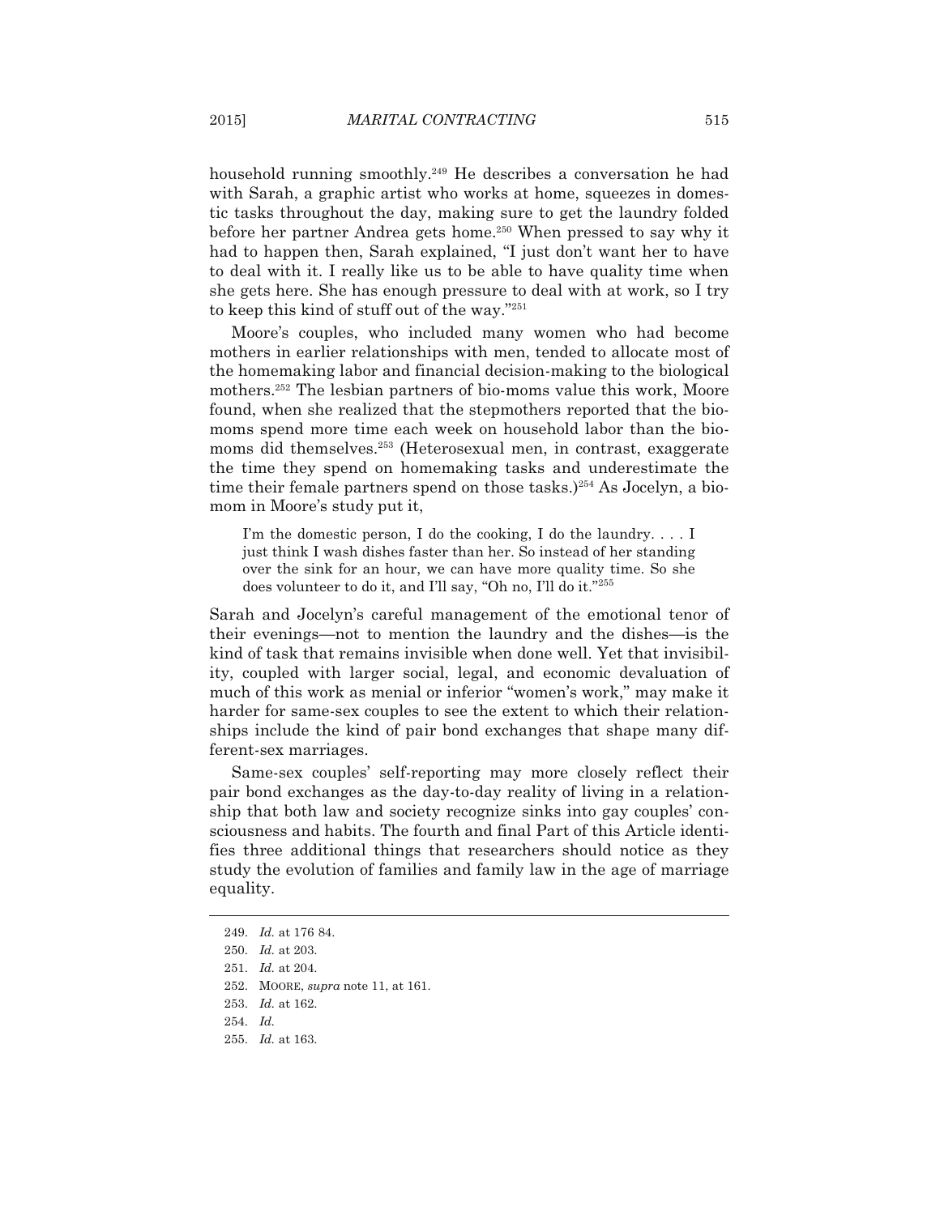household running smoothly.[249] He describes a conversation he had with Sarah, a graphic artist who works at home, squeezes in domestic tasks throughout the day, making sure to get the laundry folded before her partner Andrea gets home.[250] When pressed to say why it had to happen then, Sarah explained, "I just don't want her to have to deal with it. I really like us to be able to have quality time when she gets here. She has enough pressure to deal with at work, so I try to keep this kind of stuff out of the way."[251]

Moore's couples, who included many women who had become mothers in earlier relationships with men, tended to allocate most of the homemaking labor and financial decision-making to the biological mothers.[252] The lesbian partners of bio-moms value this work, Moore found, when she realized that the stepmothers reported that the bio-moms spend more time each week on household labor than the bio-moms did themselves.[253] (Heterosexual men, in contrast, exaggerate the time they spend on homemaking tasks and underestimate the time their female partners spend on those tasks.)[254] As Jocelyn, a bio-mom in Moore's study put it,

> I'm the domestic person, I do the cooking, I do the laundry. . . . I just think I wash dishes faster than her. So instead of her standing over the sink for an hour, we can have more quality time. So she does volunteer to do it, and I'll say, "Oh no, I'll do it."[255]

Sarah and Jocelyn's careful management of the emotional tenor of their evenings—not to mention the laundry and the dishes—is the kind of task that remains invisible when done well. Yet that invisibility, coupled with larger social, legal, and economic devaluation of much of this work as menial or inferior "women's work," may make it harder for same-sex couples to see the extent to which their relationships include the kind of pair bond exchanges that shape many different-sex marriages.

Same-sex couples' self-reporting may more closely reflect their pair bond exchanges as the day-to-day reality of living in a relationship that both law and society recognize sinks into gay couples' consciousness and habits. The fourth and final Part of this Article identifies three additional things that researchers should notice as they study the evolution of families and family law in the age of marriage equality.

---

249. *Id.* at 176 84.

250. *Id.* at 203.

251. *Id.* at 204.

252. MOORE, *supra* note 11, at 161.

253. *Id.* at 162.

254. *Id.*

255. *Id.* at 163.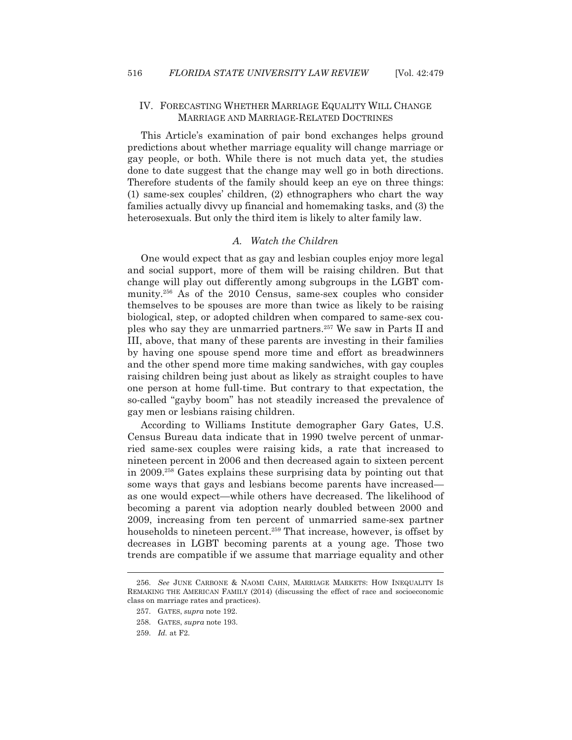## IV. FORECASTING WHETHER MARRIAGE EQUALITY WILL CHANGE MARRIAGE AND MARRIAGE-RELATED DOCTRINES

This Article's examination of pair bond exchanges helps ground predictions about whether marriage equality will change marriage or gay people, or both. While there is not much data yet, the studies done to date suggest that the change may well go in both directions. Therefore students of the family should keep an eye on three things: (1) same-sex couples' children, (2) ethnographers who chart the way families actually divvy up financial and homemaking tasks, and (3) the heterosexuals. But only the third item is likely to alter family law.

### *A. Watch the Children*

One would expect that as gay and lesbian couples enjoy more legal and social support, more of them will be raising children. But that change will play out differently among subgroups in the LGBT community.[256] As of the 2010 Census, same-sex couples who consider themselves to be spouses are more than twice as likely to be raising biological, step, or adopted children when compared to same-sex couples who say they are unmarried partners.[257] We saw in Parts II and III, above, that many of these parents are investing in their families by having one spouse spend more time and effort as breadwinners and the other spend more time making sandwiches, with gay couples raising children being just about as likely as straight couples to have one person at home full-time. But contrary to that expectation, the so-called "gayby boom" has not steadily increased the prevalence of gay men or lesbians raising children.

According to Williams Institute demographer Gary Gates, U.S. Census Bureau data indicate that in 1990 twelve percent of unmarried same-sex couples were raising kids, a rate that increased to nineteen percent in 2006 and then decreased again to sixteen percent in 2009.[258] Gates explains these surprising data by pointing out that some ways that gays and lesbians become parents have increased—as one would expect—while others have decreased. The likelihood of becoming a parent via adoption nearly doubled between 2000 and 2009, increasing from ten percent of unmarried same-sex partner households to nineteen percent.[259] That increase, however, is offset by decreases in LGBT becoming parents at a young age. Those two trends are compatible if we assume that marriage equality and other

---

256. *See* JUNE CARBONE & NAOMI CAHN, MARRIAGE MARKETS: HOW INEQUALITY IS REMAKING THE AMERICAN FAMILY (2014) (discussing the effect of race and socioeconomic class on marriage rates and practices).

257. GATES, *supra* note 192.

258. GATES, *supra* note 193.

259. *Id.* at F2.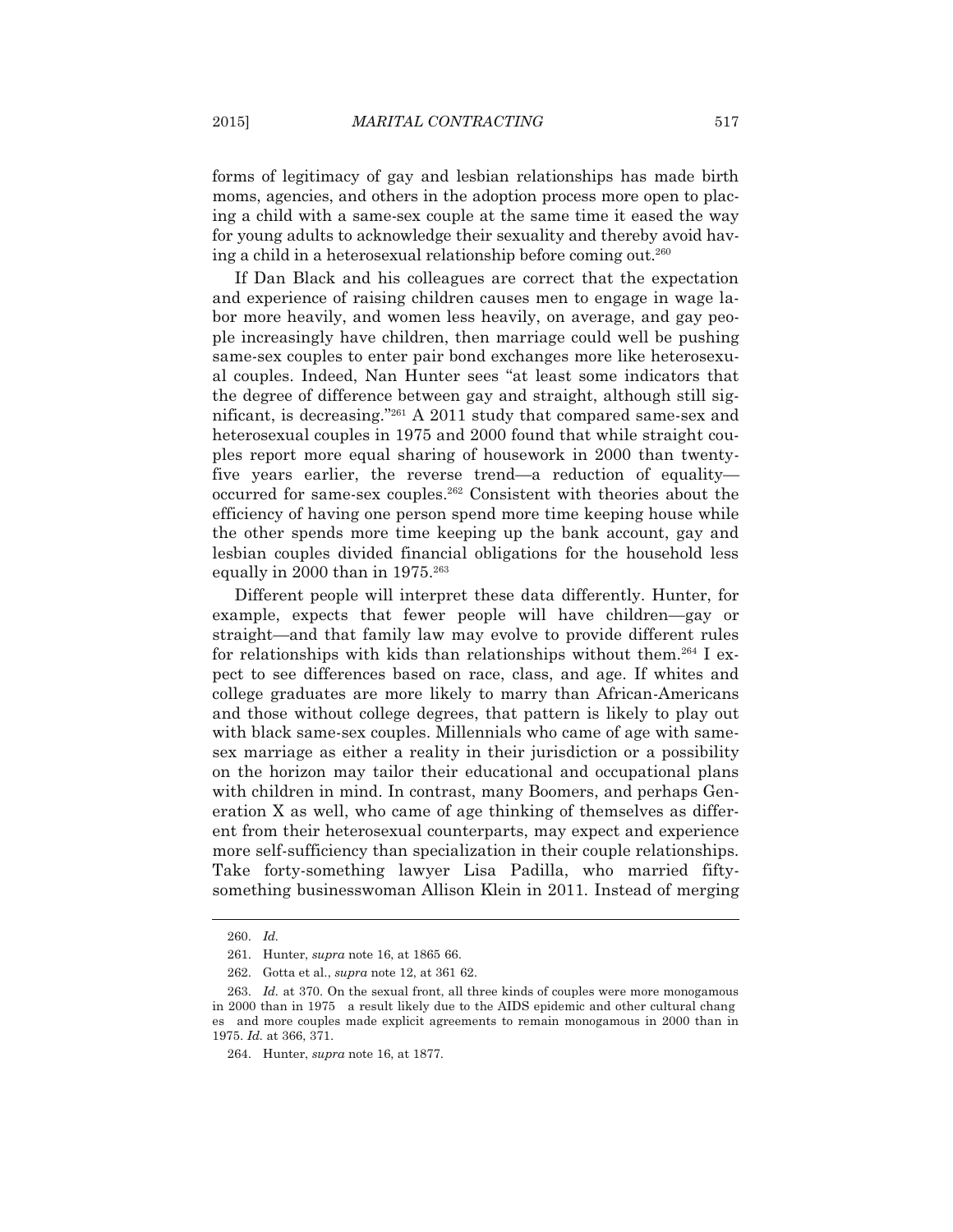forms of legitimacy of gay and lesbian relationships has made birth moms, agencies, and others in the adoption process more open to placing a child with a same-sex couple at the same time it eased the way for young adults to acknowledge their sexuality and thereby avoid having a child in a heterosexual relationship before coming out.[260]

If Dan Black and his colleagues are correct that the expectation and experience of raising children causes men to engage in wage labor more heavily, and women less heavily, on average, and gay people increasingly have children, then marriage could well be pushing same-sex couples to enter pair bond exchanges more like heterosexual couples. Indeed, Nan Hunter sees "at least some indicators that the degree of difference between gay and straight, although still significant, is decreasing."[261] A 2011 study that compared same-sex and heterosexual couples in 1975 and 2000 found that while straight couples report more equal sharing of housework in 2000 than twenty-five years earlier, the reverse trend—a reduction of equality—occurred for same-sex couples.[262] Consistent with theories about the efficiency of having one person spend more time keeping house while the other spends more time keeping up the bank account, gay and lesbian couples divided financial obligations for the household less equally in 2000 than in 1975.[263]

Different people will interpret these data differently. Hunter, for example, expects that fewer people will have children—gay or straight—and that family law may evolve to provide different rules for relationships with kids than relationships without them.[264] I expect to see differences based on race, class, and age. If whites and college graduates are more likely to marry than African-Americans and those without college degrees, that pattern is likely to play out with black same-sex couples. Millennials who came of age with same-sex marriage as either a reality in their jurisdiction or a possibility on the horizon may tailor their educational and occupational plans with children in mind. In contrast, many Boomers, and perhaps Generation X as well, who came of age thinking of themselves as different from their heterosexual counterparts, may expect and experience more self-sufficiency than specialization in their couple relationships. Take forty-something lawyer Lisa Padilla, who married fifty-something businesswoman Allison Klein in 2011. Instead of merging

---

260. *Id.*

261. Hunter, *supra* note 16, at 1865 66.

262. Gotta et al., *supra* note 12, at 361 62.

263. *Id.* at 370. On the sexual front, all three kinds of couples were more monogamous in 2000 than in 1975 a result likely due to the AIDS epidemic and other cultural changes and more couples made explicit agreements to remain monogamous in 2000 than in 1975. *Id.* at 366, 371.

264. Hunter, *supra* note 16, at 1877.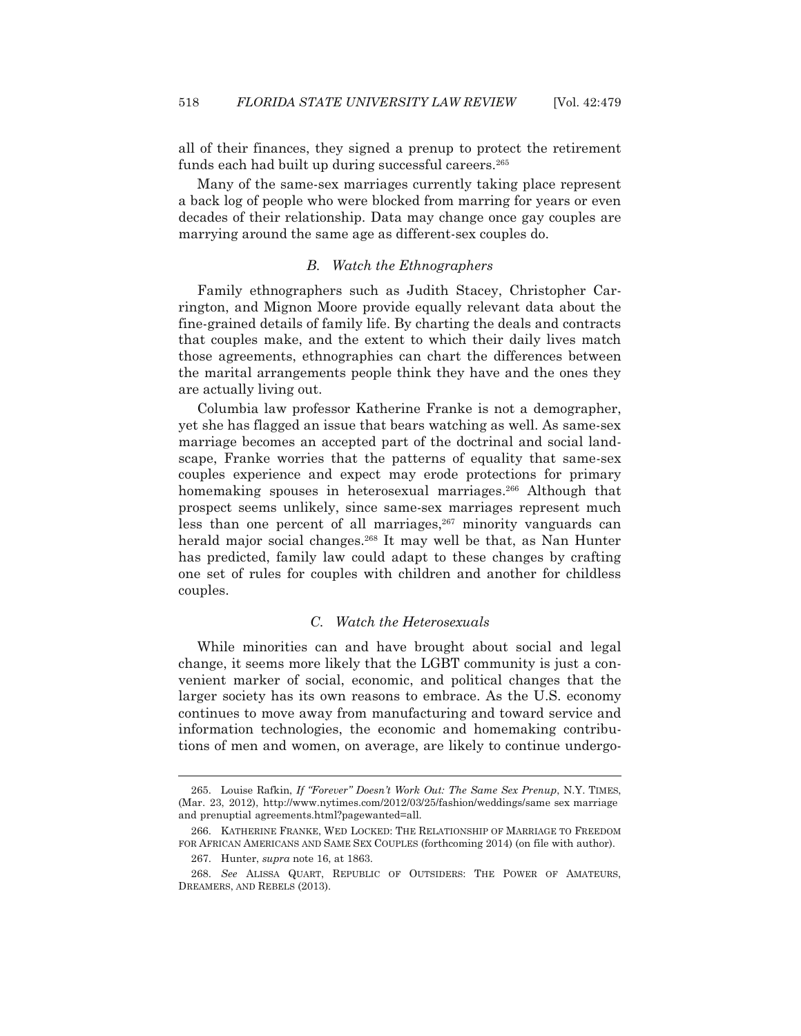all of their finances, they signed a prenup to protect the retirement funds each had built up during successful careers.[265]

Many of the same-sex marriages currently taking place represent a back log of people who were blocked from marring for years or even decades of their relationship. Data may change once gay couples are marrying around the same age as different-sex couples do.

### *B. Watch the Ethnographers*

Family ethnographers such as Judith Stacey, Christopher Carrington, and Mignon Moore provide equally relevant data about the fine-grained details of family life. By charting the deals and contracts that couples make, and the extent to which their daily lives match those agreements, ethnographies can chart the differences between the marital arrangements people think they have and the ones they are actually living out.

Columbia law professor Katherine Franke is not a demographer, yet she has flagged an issue that bears watching as well. As same-sex marriage becomes an accepted part of the doctrinal and social landscape, Franke worries that the patterns of equality that same-sex couples experience and expect may erode protections for primary homemaking spouses in heterosexual marriages.[266] Although that prospect seems unlikely, since same-sex marriages represent much less than one percent of all marriages,[267] minority vanguards can herald major social changes.[268] It may well be that, as Nan Hunter has predicted, family law could adapt to these changes by crafting one set of rules for couples with children and another for childless couples.

### *C. Watch the Heterosexuals*

While minorities can and have brought about social and legal change, it seems more likely that the LGBT community is just a convenient marker of social, economic, and political changes that the larger society has its own reasons to embrace. As the U.S. economy continues to move away from manufacturing and toward service and information technologies, the economic and homemaking contributions of men and women, on average, are likely to continue undergo-

---

265. Louise Rafkin, *If "Forever" Doesn't Work Out: The Same Sex Prenup*, N.Y. TIMES, (Mar. 23, 2012), http://www.nytimes.com/2012/03/25/fashion/weddings/same sex marriage and prenuptial agreements.html?pagewanted=all.

266. KATHERINE FRANKE, WED LOCKED: THE RELATIONSHIP OF MARRIAGE TO FREEDOM FOR AFRICAN AMERICANS AND SAME SEX COUPLES (forthcoming 2014) (on file with author).

267. Hunter, *supra* note 16, at 1863.

268. *See* ALISSA QUART, REPUBLIC OF OUTSIDERS: THE POWER OF AMATEURS, DREAMERS, AND REBELS (2013).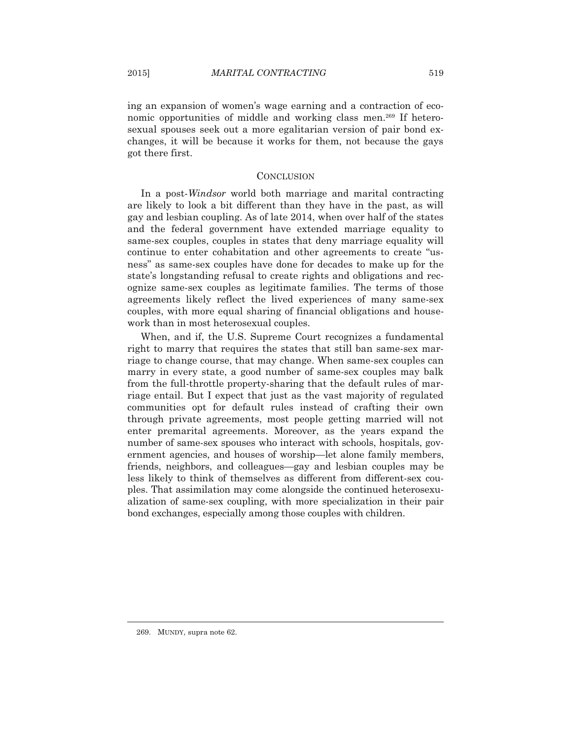ing an expansion of women's wage earning and a contraction of economic opportunities of middle and working class men.[269] If heterosexual spouses seek out a more egalitarian version of pair bond exchanges, it will be because it works for them, not because the gays got there first.

## CONCLUSION

In a post-*Windsor* world both marriage and marital contracting are likely to look a bit different than they have in the past, as will gay and lesbian coupling. As of late 2014, when over half of the states and the federal government have extended marriage equality to same-sex couples, couples in states that deny marriage equality will continue to enter cohabitation and other agreements to create "usness" as same-sex couples have done for decades to make up for the state's longstanding refusal to create rights and obligations and recognize same-sex couples as legitimate families. The terms of those agreements likely reflect the lived experiences of many same-sex couples, with more equal sharing of financial obligations and housework than in most heterosexual couples.

When, and if, the U.S. Supreme Court recognizes a fundamental right to marry that requires the states that still ban same-sex marriage to change course, that may change. When same-sex couples can marry in every state, a good number of same-sex couples may balk from the full-throttle property-sharing that the default rules of marriage entail. But I expect that just as the vast majority of regulated communities opt for default rules instead of crafting their own through private agreements, most people getting married will not enter premarital agreements. Moreover, as the years expand the number of same-sex spouses who interact with schools, hospitals, government agencies, and houses of worship—let alone family members, friends, neighbors, and colleagues—gay and lesbian couples may be less likely to think of themselves as different from different-sex couples. That assimilation may come alongside the continued heterosexualization of same-sex coupling, with more specialization in their pair bond exchanges, especially among those couples with children.

---

269. MUNDY, supra note 62.